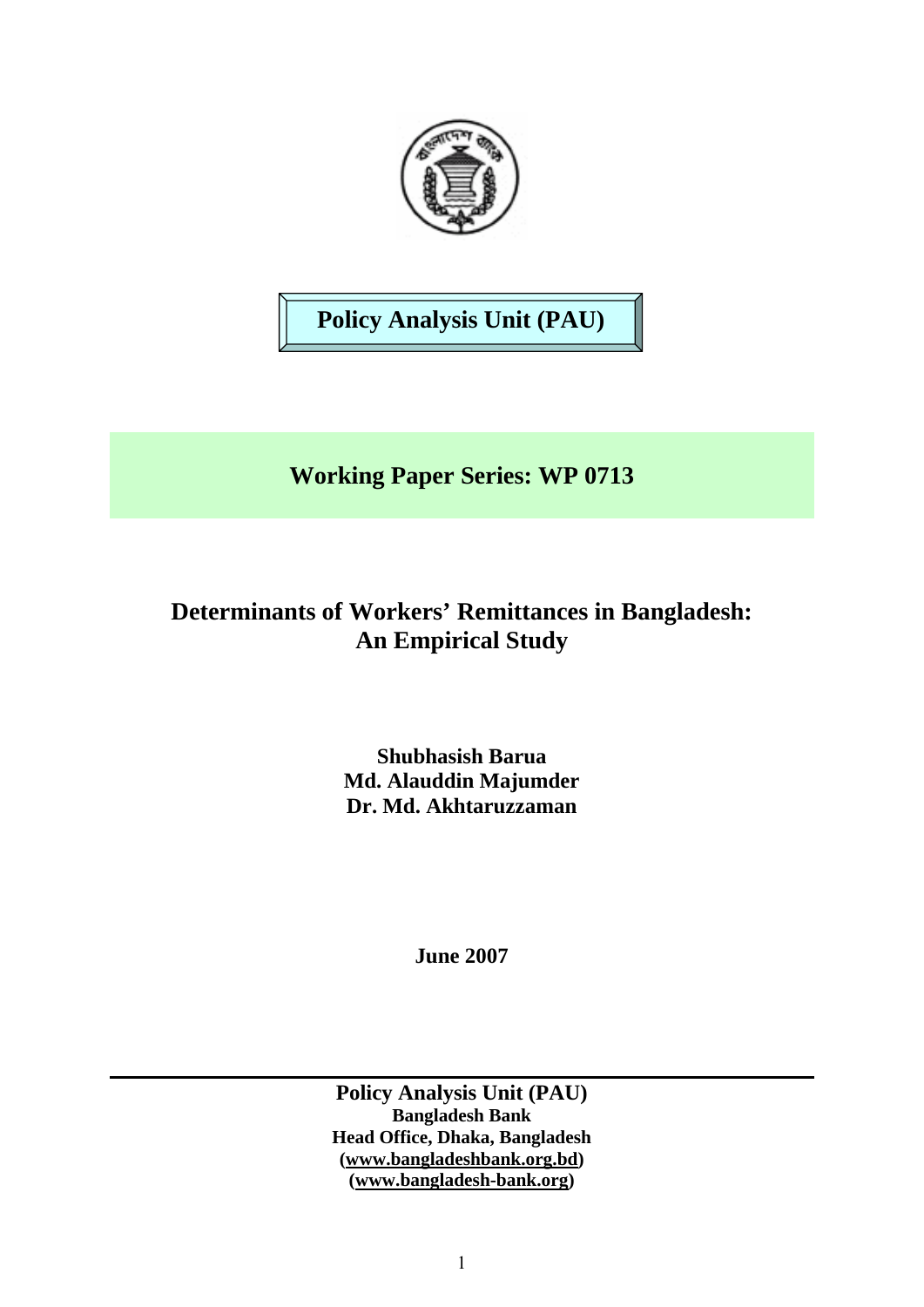**Policy Analysis Unit (PAU)**

**Working Paper Series: WP 0713**

# Determinants of Workers' Remittances in Bangladesh: An Empirical Study

**Shubhasish Barua**
**Md. Alauddin Majumder**
**Dr. Md. Akhtaruzzaman**

**June 2007**

---

**Policy Analysis Unit (PAU)**
**Bangladesh Bank**
**Head Office, Dhaka, Bangladesh**
**(www.bangladeshbank.org.bd)**
**(www.bangladesh-bank.org)**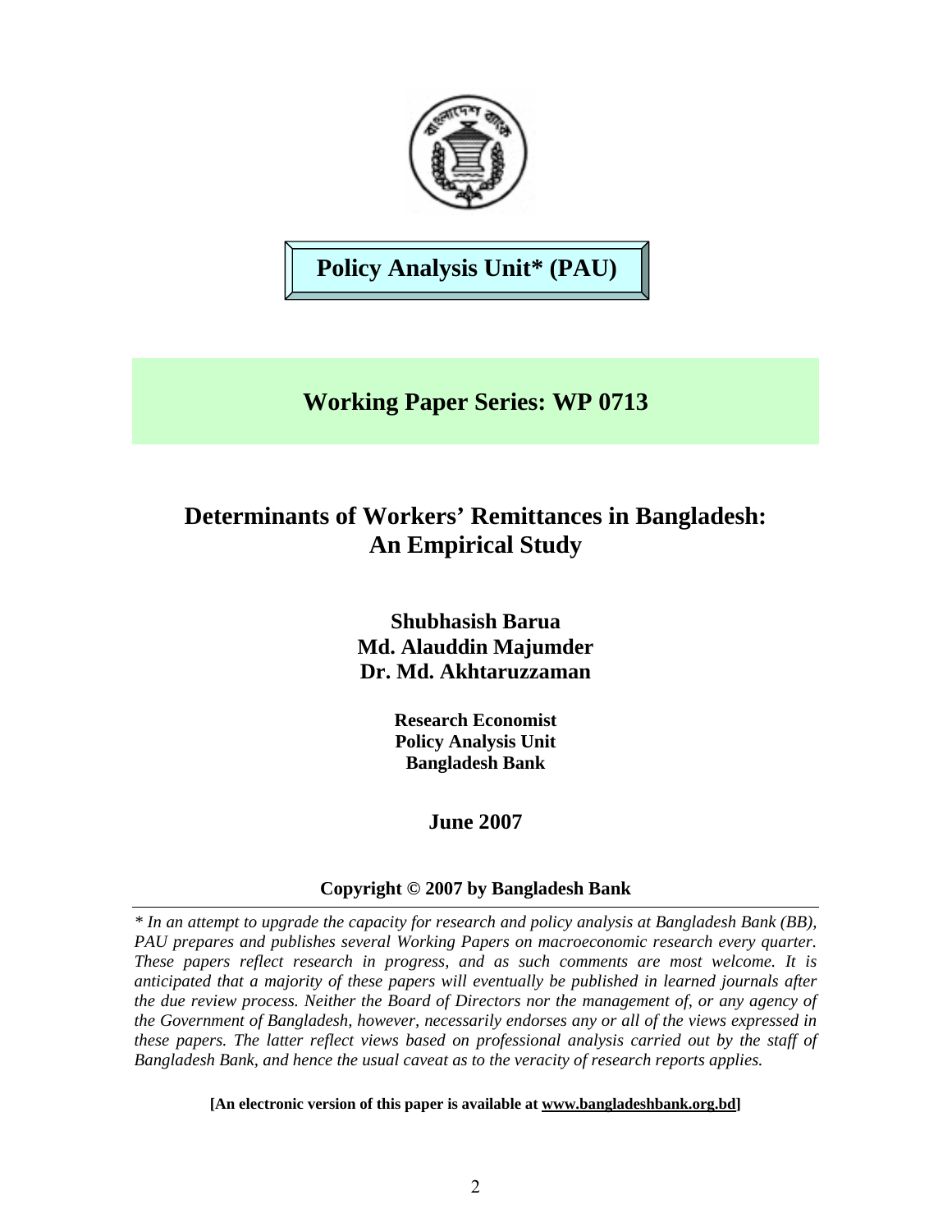**Policy Analysis Unit* (PAU)**

## Working Paper Series: WP 0713

# Determinants of Workers' Remittances in Bangladesh: An Empirical Study

**Shubhasish Barua**
**Md. Alauddin Majumder**
**Dr. Md. Akhtaruzzaman**

**Research Economist**
**Policy Analysis Unit**
**Bangladesh Bank**

**June 2007**

**Copyright © 2007 by Bangladesh Bank**

---

*\* In an attempt to upgrade the capacity for research and policy analysis at Bangladesh Bank (BB), PAU prepares and publishes several Working Papers on macroeconomic research every quarter. These papers reflect research in progress, and as such comments are most welcome. It is anticipated that a majority of these papers will eventually be published in learned journals after the due review process. Neither the Board of Directors nor the management of, or any agency of the Government of Bangladesh, however, necessarily endorses any or all of the views expressed in these papers. The latter reflect views based on professional analysis carried out by the staff of Bangladesh Bank, and hence the usual caveat as to the veracity of research reports applies.*

**[An electronic version of this paper is available at www.bangladeshbank.org.bd]**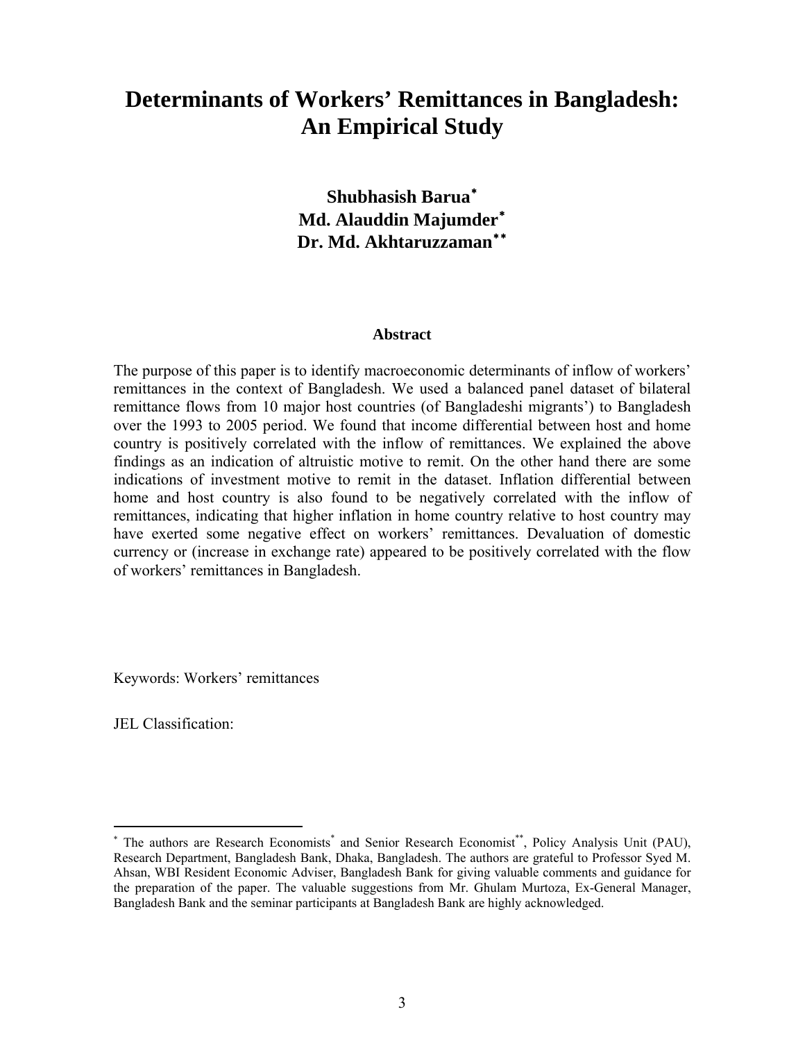# Determinants of Workers' Remittances in Bangladesh: An Empirical Study

**Shubhasish Barua***
**Md. Alauddin Majumder***
**Dr. Md. Akhtaruzzaman****

### Abstract

The purpose of this paper is to identify macroeconomic determinants of inflow of workers' remittances in the context of Bangladesh. We used a balanced panel dataset of bilateral remittance flows from 10 major host countries (of Bangladeshi migrants') to Bangladesh over the 1993 to 2005 period. We found that income differential between host and home country is positively correlated with the inflow of remittances. We explained the above findings as an indication of altruistic motive to remit. On the other hand there are some indications of investment motive to remit in the dataset. Inflation differential between home and host country is also found to be negatively correlated with the inflow of remittances, indicating that higher inflation in home country relative to host country may have exerted some negative effect on workers' remittances. Devaluation of domestic currency or (increase in exchange rate) appeared to be positively correlated with the flow of workers' remittances in Bangladesh.

Keywords: Workers' remittances

JEL Classification:

---

* The authors are Research Economists* and Senior Research Economist**, Policy Analysis Unit (PAU), Research Department, Bangladesh Bank, Dhaka, Bangladesh. The authors are grateful to Professor Syed M. Ahsan, WBI Resident Economic Adviser, Bangladesh Bank for giving valuable comments and guidance for the preparation of the paper. The valuable suggestions from Mr. Ghulam Murtoza, Ex-General Manager, Bangladesh Bank and the seminar participants at Bangladesh Bank are highly acknowledged.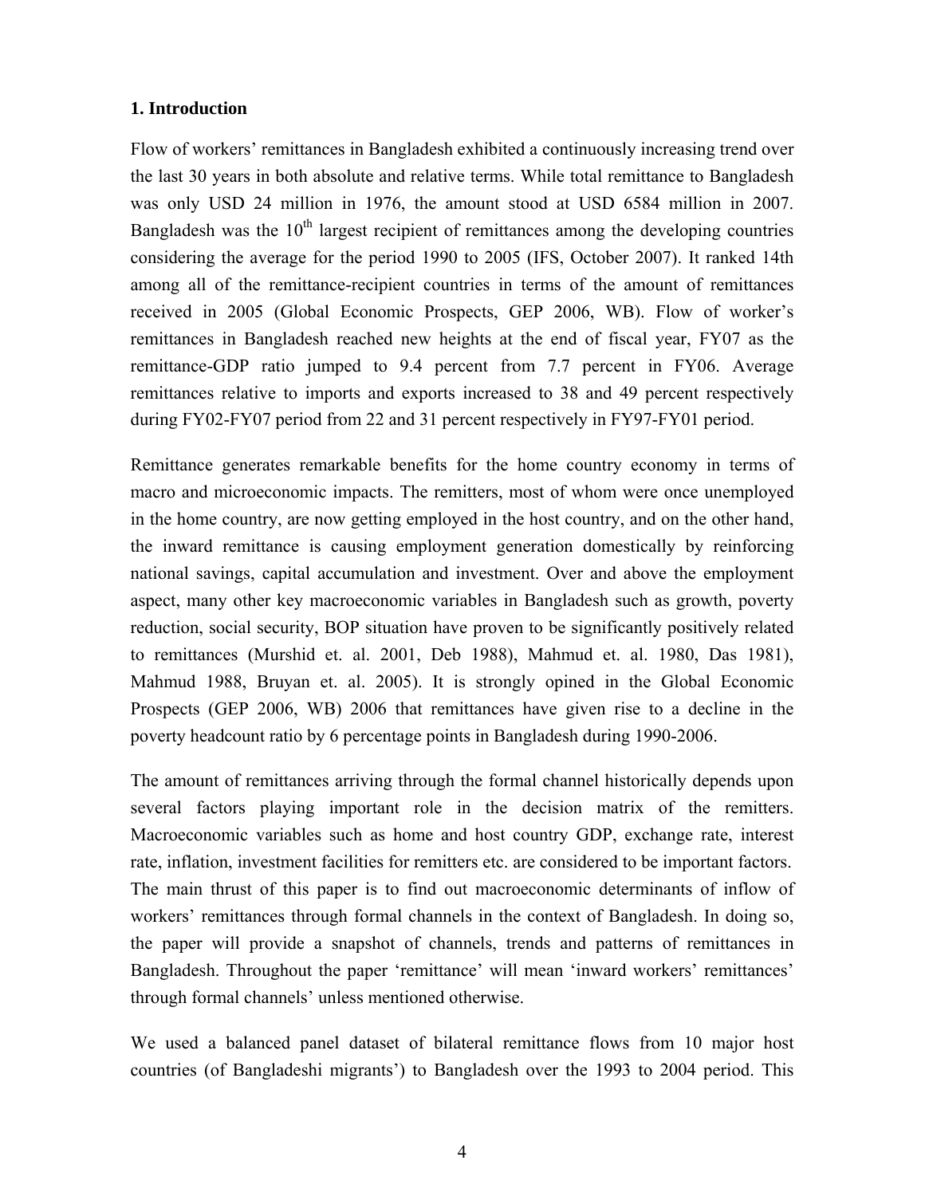### 1. Introduction

Flow of workers' remittances in Bangladesh exhibited a continuously increasing trend over the last 30 years in both absolute and relative terms. While total remittance to Bangladesh was only USD 24 million in 1976, the amount stood at USD 6584 million in 2007. Bangladesh was the 10th largest recipient of remittances among the developing countries considering the average for the period 1990 to 2005 (IFS, October 2007). It ranked 14th among all of the remittance-recipient countries in terms of the amount of remittances received in 2005 (Global Economic Prospects, GEP 2006, WB). Flow of worker's remittances in Bangladesh reached new heights at the end of fiscal year, FY07 as the remittance-GDP ratio jumped to 9.4 percent from 7.7 percent in FY06. Average remittances relative to imports and exports increased to 38 and 49 percent respectively during FY02-FY07 period from 22 and 31 percent respectively in FY97-FY01 period.

Remittance generates remarkable benefits for the home country economy in terms of macro and microeconomic impacts. The remitters, most of whom were once unemployed in the home country, are now getting employed in the host country, and on the other hand, the inward remittance is causing employment generation domestically by reinforcing national savings, capital accumulation and investment. Over and above the employment aspect, many other key macroeconomic variables in Bangladesh such as growth, poverty reduction, social security, BOP situation have proven to be significantly positively related to remittances (Murshid et. al. 2001, Deb 1988), Mahmud et. al. 1980, Das 1981), Mahmud 1988, Bruyan et. al. 2005). It is strongly opined in the Global Economic Prospects (GEP 2006, WB) 2006 that remittances have given rise to a decline in the poverty headcount ratio by 6 percentage points in Bangladesh during 1990-2006.

The amount of remittances arriving through the formal channel historically depends upon several factors playing important role in the decision matrix of the remitters. Macroeconomic variables such as home and host country GDP, exchange rate, interest rate, inflation, investment facilities for remitters etc. are considered to be important factors. The main thrust of this paper is to find out macroeconomic determinants of inflow of workers' remittances through formal channels in the context of Bangladesh. In doing so, the paper will provide a snapshot of channels, trends and patterns of remittances in Bangladesh. Throughout the paper 'remittance' will mean 'inward workers' remittances' through formal channels' unless mentioned otherwise.

We used a balanced panel dataset of bilateral remittance flows from 10 major host countries (of Bangladeshi migrants') to Bangladesh over the 1993 to 2004 period. This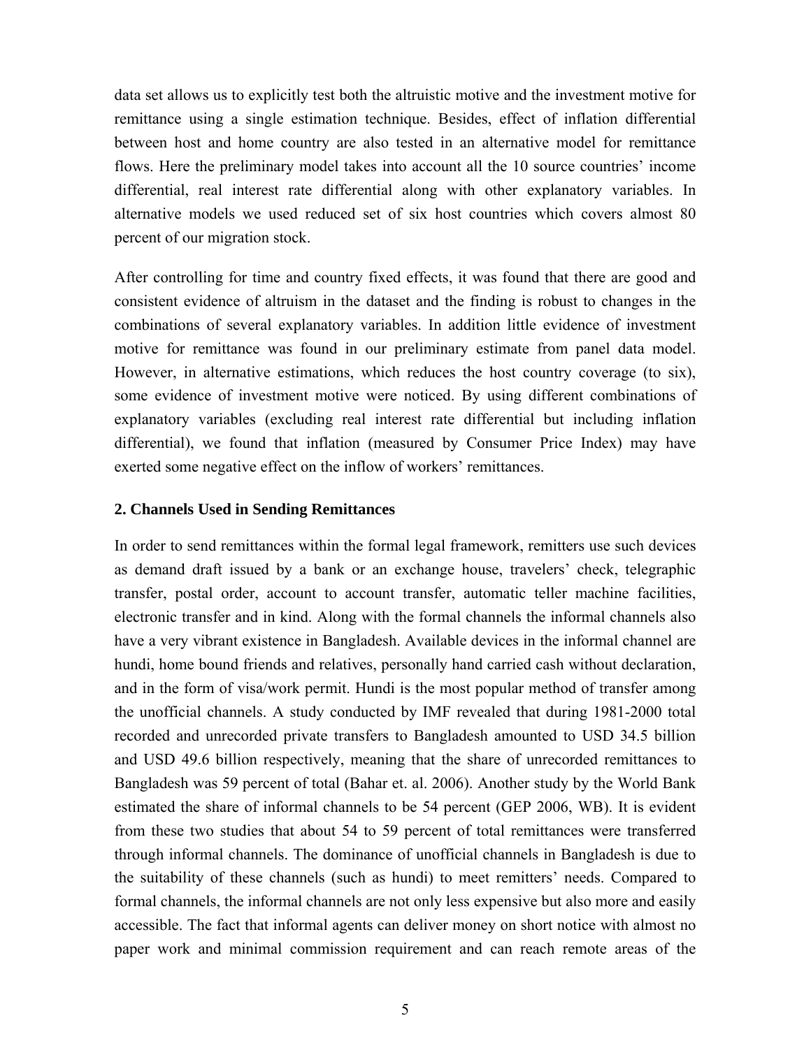data set allows us to explicitly test both the altruistic motive and the investment motive for remittance using a single estimation technique. Besides, effect of inflation differential between host and home country are also tested in an alternative model for remittance flows. Here the preliminary model takes into account all the 10 source countries' income differential, real interest rate differential along with other explanatory variables. In alternative models we used reduced set of six host countries which covers almost 80 percent of our migration stock.

After controlling for time and country fixed effects, it was found that there are good and consistent evidence of altruism in the dataset and the finding is robust to changes in the combinations of several explanatory variables. In addition little evidence of investment motive for remittance was found in our preliminary estimate from panel data model. However, in alternative estimations, which reduces the host country coverage (to six), some evidence of investment motive were noticed. By using different combinations of explanatory variables (excluding real interest rate differential but including inflation differential), we found that inflation (measured by Consumer Price Index) may have exerted some negative effect on the inflow of workers' remittances.

## 2. Channels Used in Sending Remittances

In order to send remittances within the formal legal framework, remitters use such devices as demand draft issued by a bank or an exchange house, travelers' check, telegraphic transfer, postal order, account to account transfer, automatic teller machine facilities, electronic transfer and in kind. Along with the formal channels the informal channels also have a very vibrant existence in Bangladesh. Available devices in the informal channel are hundi, home bound friends and relatives, personally hand carried cash without declaration, and in the form of visa/work permit. Hundi is the most popular method of transfer among the unofficial channels. A study conducted by IMF revealed that during 1981-2000 total recorded and unrecorded private transfers to Bangladesh amounted to USD 34.5 billion and USD 49.6 billion respectively, meaning that the share of unrecorded remittances to Bangladesh was 59 percent of total (Bahar et. al. 2006). Another study by the World Bank estimated the share of informal channels to be 54 percent (GEP 2006, WB). It is evident from these two studies that about 54 to 59 percent of total remittances were transferred through informal channels. The dominance of unofficial channels in Bangladesh is due to the suitability of these channels (such as hundi) to meet remitters' needs. Compared to formal channels, the informal channels are not only less expensive but also more and easily accessible. The fact that informal agents can deliver money on short notice with almost no paper work and minimal commission requirement and can reach remote areas of the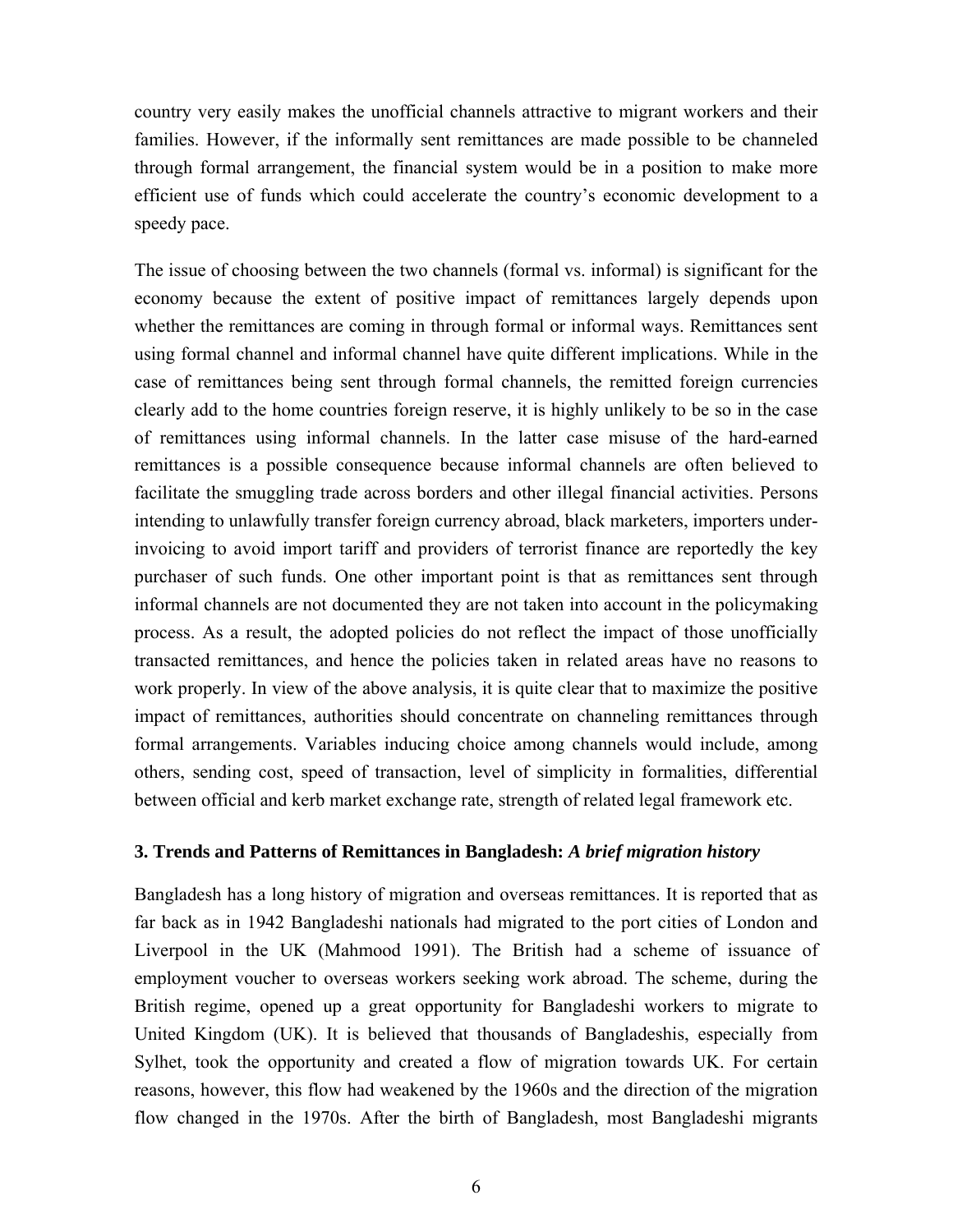country very easily makes the unofficial channels attractive to migrant workers and their families. However, if the informally sent remittances are made possible to be channeled through formal arrangement, the financial system would be in a position to make more efficient use of funds which could accelerate the country's economic development to a speedy pace.

The issue of choosing between the two channels (formal vs. informal) is significant for the economy because the extent of positive impact of remittances largely depends upon whether the remittances are coming in through formal or informal ways. Remittances sent using formal channel and informal channel have quite different implications. While in the case of remittances being sent through formal channels, the remitted foreign currencies clearly add to the home countries foreign reserve, it is highly unlikely to be so in the case of remittances using informal channels. In the latter case misuse of the hard-earned remittances is a possible consequence because informal channels are often believed to facilitate the smuggling trade across borders and other illegal financial activities. Persons intending to unlawfully transfer foreign currency abroad, black marketers, importers under-invoicing to avoid import tariff and providers of terrorist finance are reportedly the key purchaser of such funds. One other important point is that as remittances sent through informal channels are not documented they are not taken into account in the policymaking process. As a result, the adopted policies do not reflect the impact of those unofficially transacted remittances, and hence the policies taken in related areas have no reasons to work properly. In view of the above analysis, it is quite clear that to maximize the positive impact of remittances, authorities should concentrate on channeling remittances through formal arrangements. Variables inducing choice among channels would include, among others, sending cost, speed of transaction, level of simplicity in formalities, differential between official and kerb market exchange rate, strength of related legal framework etc.

### 3. Trends and Patterns of Remittances in Bangladesh: *A brief migration history*

Bangladesh has a long history of migration and overseas remittances. It is reported that as far back as in 1942 Bangladeshi nationals had migrated to the port cities of London and Liverpool in the UK (Mahmood 1991). The British had a scheme of issuance of employment voucher to overseas workers seeking work abroad. The scheme, during the British regime, opened up a great opportunity for Bangladeshi workers to migrate to United Kingdom (UK). It is believed that thousands of Bangladeshis, especially from Sylhet, took the opportunity and created a flow of migration towards UK. For certain reasons, however, this flow had weakened by the 1960s and the direction of the migration flow changed in the 1970s. After the birth of Bangladesh, most Bangladeshi migrants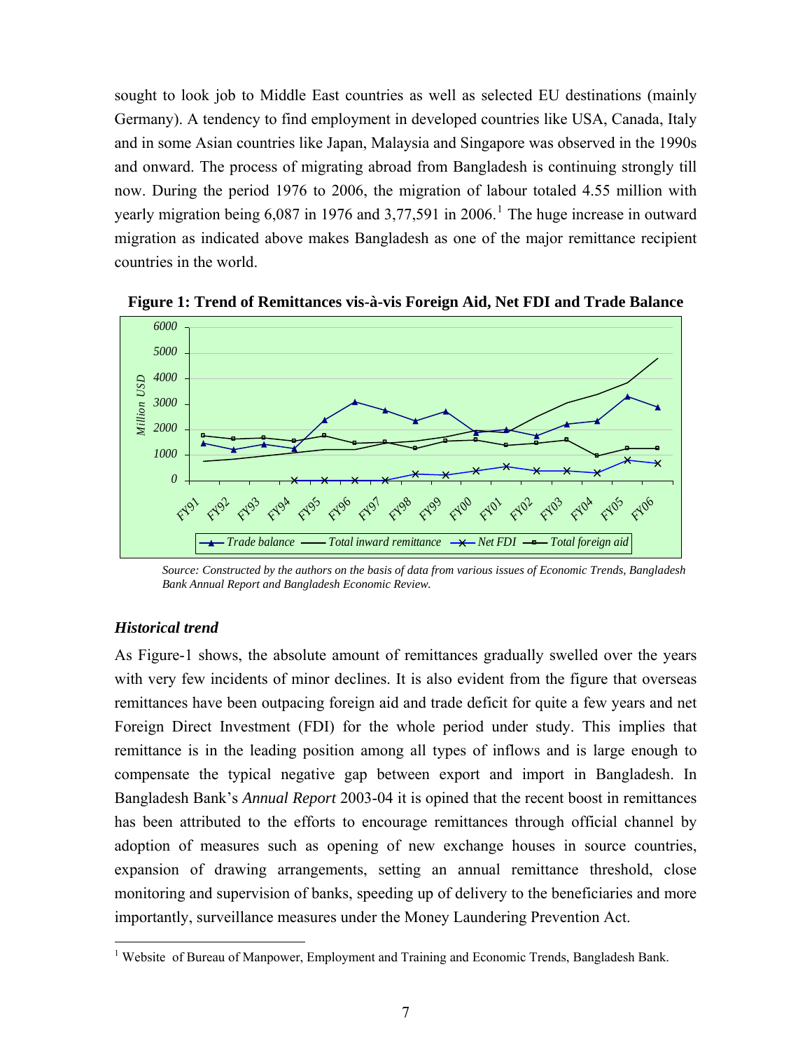sought to look job to Middle East countries as well as selected EU destinations (mainly Germany). A tendency to find employment in developed countries like USA, Canada, Italy and in some Asian countries like Japan, Malaysia and Singapore was observed in the 1990s and onward. The process of migrating abroad from Bangladesh is continuing strongly till now. During the period 1976 to 2006, the migration of labour totaled 4.55 million with yearly migration being 6,087 in 1976 and 3,77,591 in 2006.[1] The huge increase in outward migration as indicated above makes Bangladesh as one of the major remittance recipient countries in the world.

**Figure 1: Trend of Remittances vis-à-vis Foreign Aid, Net FDI and Trade Balance**

*Source: Constructed by the authors on the basis of data from various issues of Economic Trends, Bangladesh Bank Annual Report and Bangladesh Economic Review.*

### *Historical trend*

As Figure-1 shows, the absolute amount of remittances gradually swelled over the years with very few incidents of minor declines. It is also evident from the figure that overseas remittances have been outpacing foreign aid and trade deficit for quite a few years and net Foreign Direct Investment (FDI) for the whole period under study. This implies that remittance is in the leading position among all types of inflows and is large enough to compensate the typical negative gap between export and import in Bangladesh. In Bangladesh Bank's *Annual Report* 2003-04 it is opined that the recent boost in remittances has been attributed to the efforts to encourage remittances through official channel by adoption of measures such as opening of new exchange houses in source countries, expansion of drawing arrangements, setting an annual remittance threshold, close monitoring and supervision of banks, speeding up of delivery to the beneficiaries and more importantly, surveillance measures under the Money Laundering Prevention Act.

---

[1] Website of Bureau of Manpower, Employment and Training and Economic Trends, Bangladesh Bank.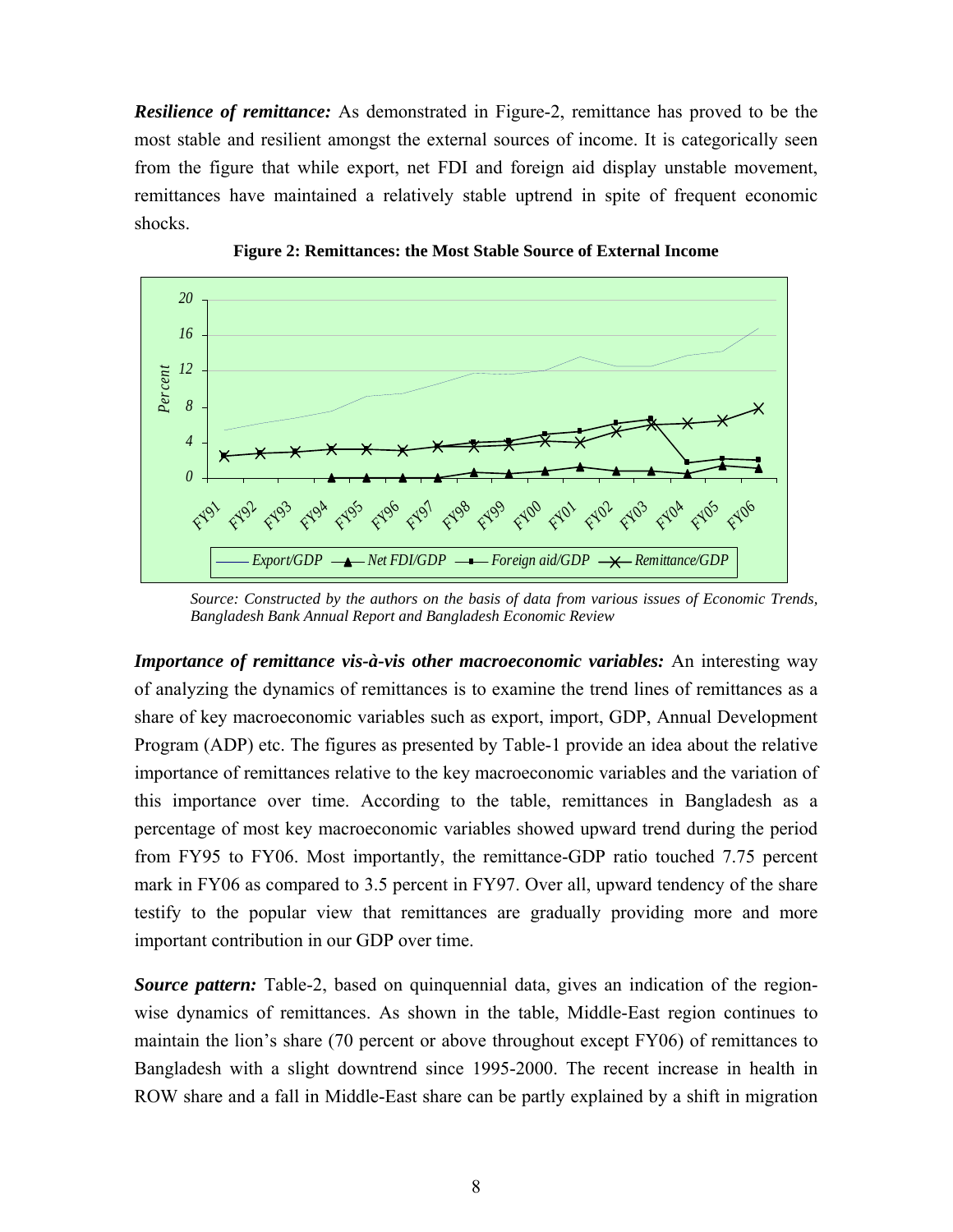***Resilience of remittance:*** As demonstrated in Figure-2, remittance has proved to be the most stable and resilient amongst the external sources of income. It is categorically seen from the figure that while export, net FDI and foreign aid display unstable movement, remittances have maintained a relatively stable uptrend in spite of frequent economic shocks.

**Figure 2: Remittances: the Most Stable Source of External Income**

*Source: Constructed by the authors on the basis of data from various issues of Economic Trends, Bangladesh Bank Annual Report and Bangladesh Economic Review*

***Importance of remittance vis-à-vis other macroeconomic variables:*** An interesting way of analyzing the dynamics of remittances is to examine the trend lines of remittances as a share of key macroeconomic variables such as export, import, GDP, Annual Development Program (ADP) etc. The figures as presented by Table-1 provide an idea about the relative importance of remittances relative to the key macroeconomic variables and the variation of this importance over time. According to the table, remittances in Bangladesh as a percentage of most key macroeconomic variables showed upward trend during the period from FY95 to FY06. Most importantly, the remittance-GDP ratio touched 7.75 percent mark in FY06 as compared to 3.5 percent in FY97. Over all, upward tendency of the share testify to the popular view that remittances are gradually providing more and more important contribution in our GDP over time.

***Source pattern:*** Table-2, based on quinquennial data, gives an indication of the region-wise dynamics of remittances. As shown in the table, Middle-East region continues to maintain the lion's share (70 percent or above throughout except FY06) of remittances to Bangladesh with a slight downtrend since 1995-2000. The recent increase in health in ROW share and a fall in Middle-East share can be partly explained by a shift in migration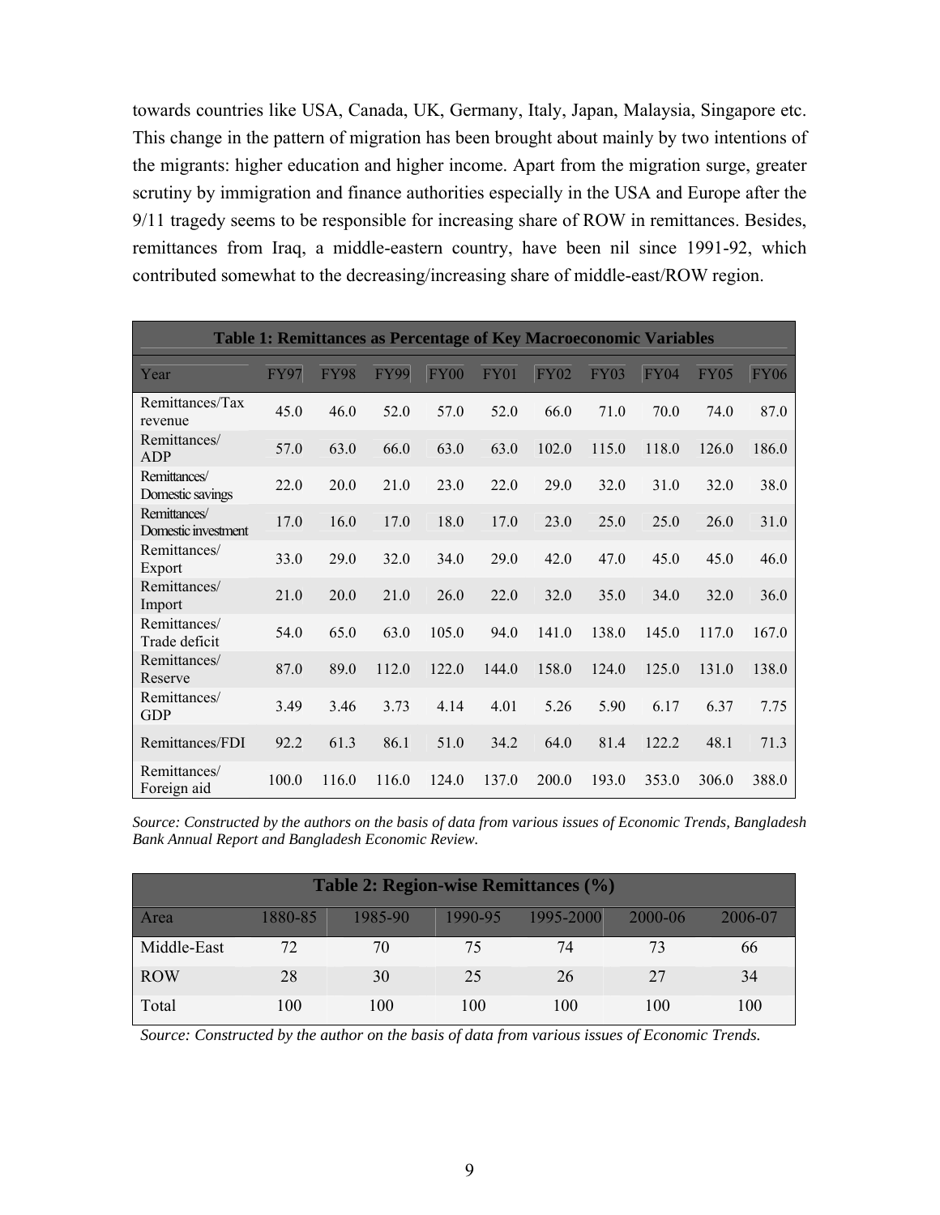towards countries like USA, Canada, UK, Germany, Italy, Japan, Malaysia, Singapore etc. This change in the pattern of migration has been brought about mainly by two intentions of the migrants: higher education and higher income. Apart from the migration surge, greater scrutiny by immigration and finance authorities especially in the USA and Europe after the 9/11 tragedy seems to be responsible for increasing share of ROW in remittances. Besides, remittances from Iraq, a middle-eastern country, have been nil since 1991-92, which contributed somewhat to the decreasing/increasing share of middle-east/ROW region.

**Table 1: Remittances as Percentage of Key Macroeconomic Variables**

| Year | FY97 | FY98 | FY99 | FY00 | FY01 | FY02 | FY03 | FY04 | FY05 | FY06 |
|---|---|---|---|---|---|---|---|---|---|---|
| Remittances/Tax revenue | 45.0 | 46.0 | 52.0 | 57.0 | 52.0 | 66.0 | 71.0 | 70.0 | 74.0 | 87.0 |
| Remittances/ ADP | 57.0 | 63.0 | 66.0 | 63.0 | 63.0 | 102.0 | 115.0 | 118.0 | 126.0 | 186.0 |
| Remittances/ Domestic savings | 22.0 | 20.0 | 21.0 | 23.0 | 22.0 | 29.0 | 32.0 | 31.0 | 32.0 | 38.0 |
| Remittances/ Domestic investment | 17.0 | 16.0 | 17.0 | 18.0 | 17.0 | 23.0 | 25.0 | 25.0 | 26.0 | 31.0 |
| Remittances/ Export | 33.0 | 29.0 | 32.0 | 34.0 | 29.0 | 42.0 | 47.0 | 45.0 | 45.0 | 46.0 |
| Remittances/ Import | 21.0 | 20.0 | 21.0 | 26.0 | 22.0 | 32.0 | 35.0 | 34.0 | 32.0 | 36.0 |
| Remittances/ Trade deficit | 54.0 | 65.0 | 63.0 | 105.0 | 94.0 | 141.0 | 138.0 | 145.0 | 117.0 | 167.0 |
| Remittances/ Reserve | 87.0 | 89.0 | 112.0 | 122.0 | 144.0 | 158.0 | 124.0 | 125.0 | 131.0 | 138.0 |
| Remittances/ GDP | 3.49 | 3.46 | 3.73 | 4.14 | 4.01 | 5.26 | 5.90 | 6.17 | 6.37 | 7.75 |
| Remittances/FDI | 92.2 | 61.3 | 86.1 | 51.0 | 34.2 | 64.0 | 81.4 | 122.2 | 48.1 | 71.3 |
| Remittances/ Foreign aid | 100.0 | 116.0 | 116.0 | 124.0 | 137.0 | 200.0 | 193.0 | 353.0 | 306.0 | 388.0 |

*Source: Constructed by the authors on the basis of data from various issues of Economic Trends, Bangladesh Bank Annual Report and Bangladesh Economic Review.*

**Table 2: Region-wise Remittances (%)**

| Area | 1880-85 | 1985-90 | 1990-95 | 1995-2000 | 2000-06 | 2006-07 |
|---|---|---|---|---|---|---|
| Middle-East | 72 | 70 | 75 | 74 | 73 | 66 |
| ROW | 28 | 30 | 25 | 26 | 27 | 34 |
| Total | 100 | 100 | 100 | 100 | 100 | 100 |

*Source: Constructed by the author on the basis of data from various issues of Economic Trends.*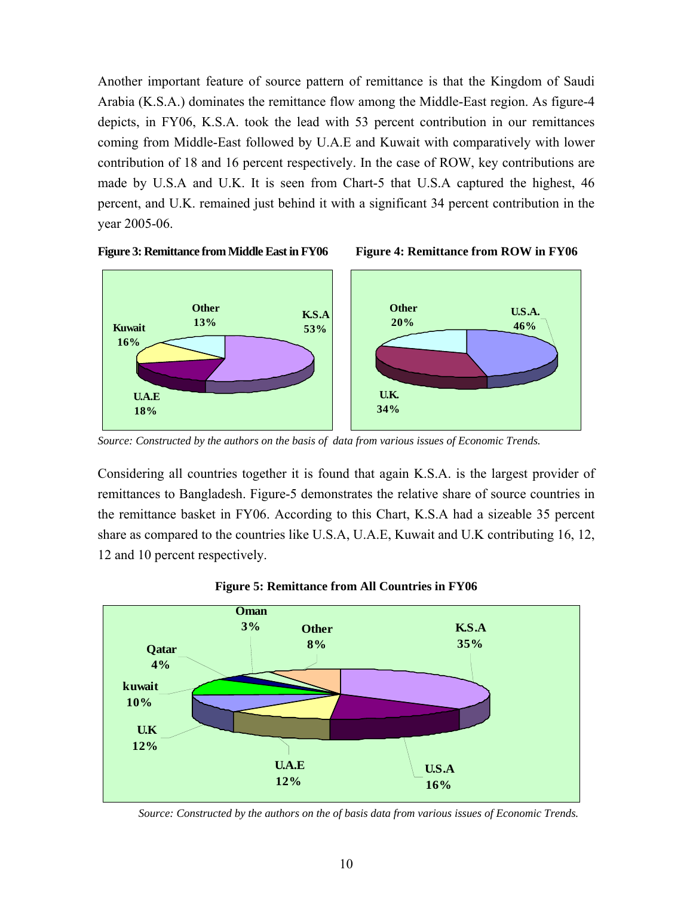Another important feature of source pattern of remittance is that the Kingdom of Saudi Arabia (K.S.A.) dominates the remittance flow among the Middle-East region. As figure-4 depicts, in FY06, K.S.A. took the lead with 53 percent contribution in our remittances coming from Middle-East followed by U.A.E and Kuwait with comparatively with lower contribution of 18 and 16 percent respectively. In the case of ROW, key contributions are made by U.S.A and U.K. It is seen from Chart-5 that U.S.A captured the highest, 46 percent, and U.K. remained just behind it with a significant 34 percent contribution in the year 2005-06.

**Figure 3: Remittance from Middle East in FY06**

K.S.A 53%, U.A.E 18%, Kuwait 16%, Other 13%

**Figure 4: Remittance from ROW in FY06**

U.S.A. 46%, U.K. 34%, Other 20%

*Source: Constructed by the authors on the basis of data from various issues of Economic Trends.*

Considering all countries together it is found that again K.S.A. is the largest provider of remittances to Bangladesh. Figure-5 demonstrates the relative share of source countries in the remittance basket in FY06. According to this Chart, K.S.A had a sizeable 35 percent share as compared to the countries like U.S.A, U.A.E, Kuwait and U.K contributing 16, 12, 12 and 10 percent respectively.

**Figure 5: Remittance from All Countries in FY06**

K.S.A 35%, U.S.A 16%, U.A.E 12%, U.K 12%, kuwait 10%, Qatar 4%, Oman 3%, Other 8%

*Source: Constructed by the authors on the of basis data from various issues of Economic Trends.*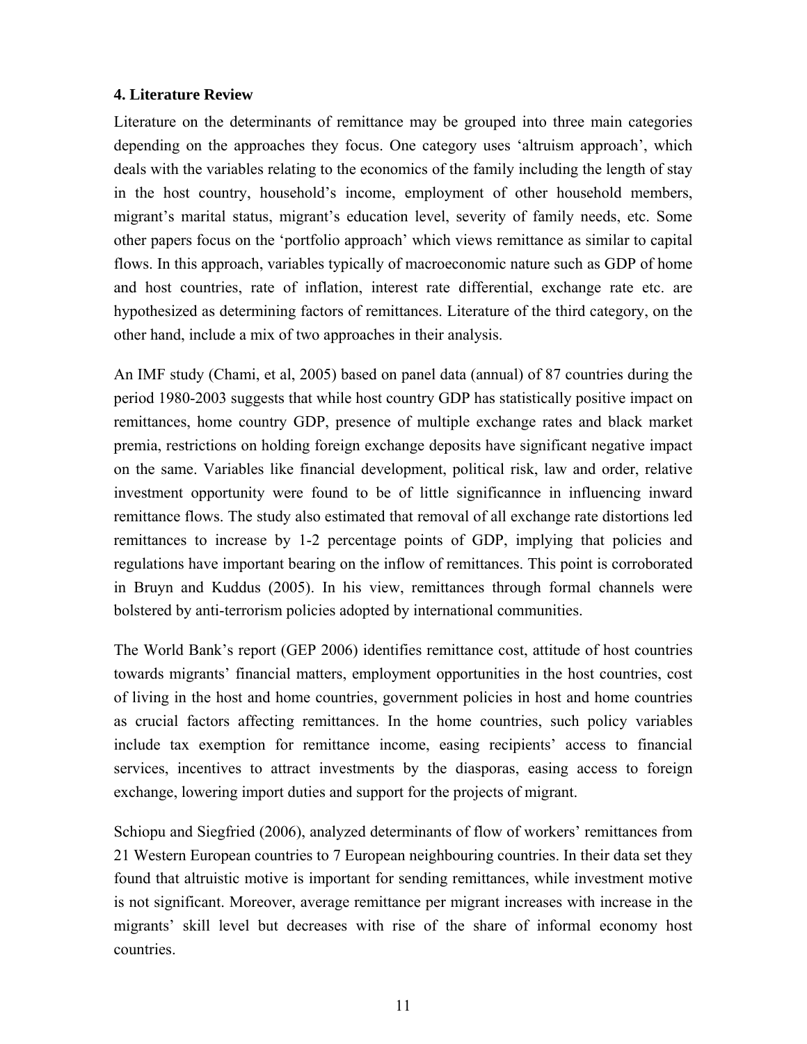#### 4. Literature Review

Literature on the determinants of remittance may be grouped into three main categories depending on the approaches they focus. One category uses 'altruism approach', which deals with the variables relating to the economics of the family including the length of stay in the host country, household's income, employment of other household members, migrant's marital status, migrant's education level, severity of family needs, etc. Some other papers focus on the 'portfolio approach' which views remittance as similar to capital flows. In this approach, variables typically of macroeconomic nature such as GDP of home and host countries, rate of inflation, interest rate differential, exchange rate etc. are hypothesized as determining factors of remittances. Literature of the third category, on the other hand, include a mix of two approaches in their analysis.

An IMF study (Chami, et al, 2005) based on panel data (annual) of 87 countries during the period 1980-2003 suggests that while host country GDP has statistically positive impact on remittances, home country GDP, presence of multiple exchange rates and black market premia, restrictions on holding foreign exchange deposits have significant negative impact on the same. Variables like financial development, political risk, law and order, relative investment opportunity were found to be of little significannce in influencing inward remittance flows. The study also estimated that removal of all exchange rate distortions led remittances to increase by 1-2 percentage points of GDP, implying that policies and regulations have important bearing on the inflow of remittances. This point is corroborated in Bruyn and Kuddus (2005). In his view, remittances through formal channels were bolstered by anti-terrorism policies adopted by international communities.

The World Bank's report (GEP 2006) identifies remittance cost, attitude of host countries towards migrants' financial matters, employment opportunities in the host countries, cost of living in the host and home countries, government policies in host and home countries as crucial factors affecting remittances. In the home countries, such policy variables include tax exemption for remittance income, easing recipients' access to financial services, incentives to attract investments by the diasporas, easing access to foreign exchange, lowering import duties and support for the projects of migrant.

Schiopu and Siegfried (2006), analyzed determinants of flow of workers' remittances from 21 Western European countries to 7 European neighbouring countries. In their data set they found that altruistic motive is important for sending remittances, while investment motive is not significant. Moreover, average remittance per migrant increases with increase in the migrants' skill level but decreases with rise of the share of informal economy host countries.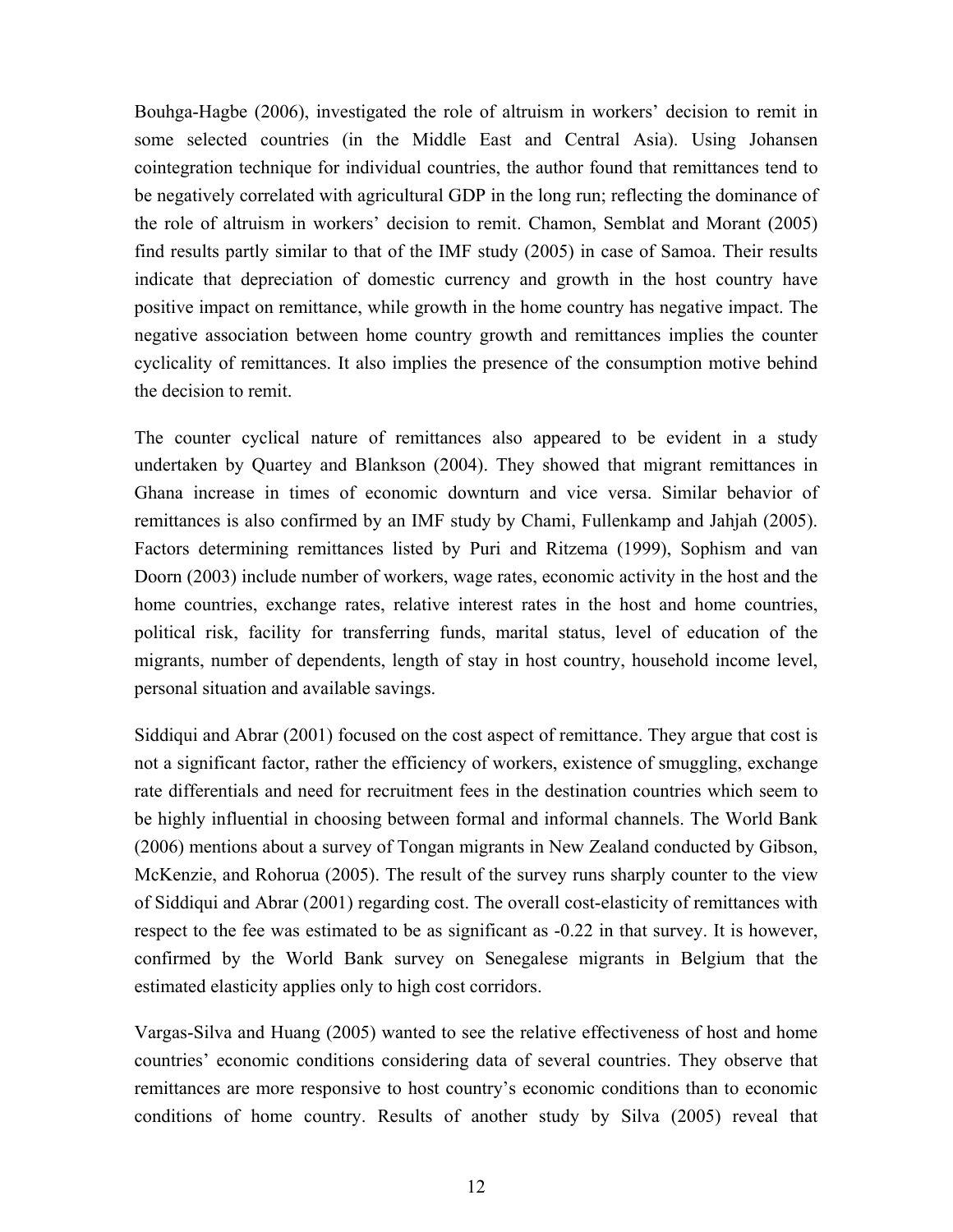Bouhga-Hagbe (2006), investigated the role of altruism in workers' decision to remit in some selected countries (in the Middle East and Central Asia). Using Johansen cointegration technique for individual countries, the author found that remittances tend to be negatively correlated with agricultural GDP in the long run; reflecting the dominance of the role of altruism in workers' decision to remit. Chamon, Semblat and Morant (2005) find results partly similar to that of the IMF study (2005) in case of Samoa. Their results indicate that depreciation of domestic currency and growth in the host country have positive impact on remittance, while growth in the home country has negative impact. The negative association between home country growth and remittances implies the counter cyclicality of remittances. It also implies the presence of the consumption motive behind the decision to remit.

The counter cyclical nature of remittances also appeared to be evident in a study undertaken by Quartey and Blankson (2004). They showed that migrant remittances in Ghana increase in times of economic downturn and vice versa. Similar behavior of remittances is also confirmed by an IMF study by Chami, Fullenkamp and Jahjah (2005). Factors determining remittances listed by Puri and Ritzema (1999), Sophism and van Doorn (2003) include number of workers, wage rates, economic activity in the host and the home countries, exchange rates, relative interest rates in the host and home countries, political risk, facility for transferring funds, marital status, level of education of the migrants, number of dependents, length of stay in host country, household income level, personal situation and available savings.

Siddiqui and Abrar (2001) focused on the cost aspect of remittance. They argue that cost is not a significant factor, rather the efficiency of workers, existence of smuggling, exchange rate differentials and need for recruitment fees in the destination countries which seem to be highly influential in choosing between formal and informal channels. The World Bank (2006) mentions about a survey of Tongan migrants in New Zealand conducted by Gibson, McKenzie, and Rohorua (2005). The result of the survey runs sharply counter to the view of Siddiqui and Abrar (2001) regarding cost. The overall cost-elasticity of remittances with respect to the fee was estimated to be as significant as -0.22 in that survey. It is however, confirmed by the World Bank survey on Senegalese migrants in Belgium that the estimated elasticity applies only to high cost corridors.

Vargas-Silva and Huang (2005) wanted to see the relative effectiveness of host and home countries' economic conditions considering data of several countries. They observe that remittances are more responsive to host country's economic conditions than to economic conditions of home country. Results of another study by Silva (2005) reveal that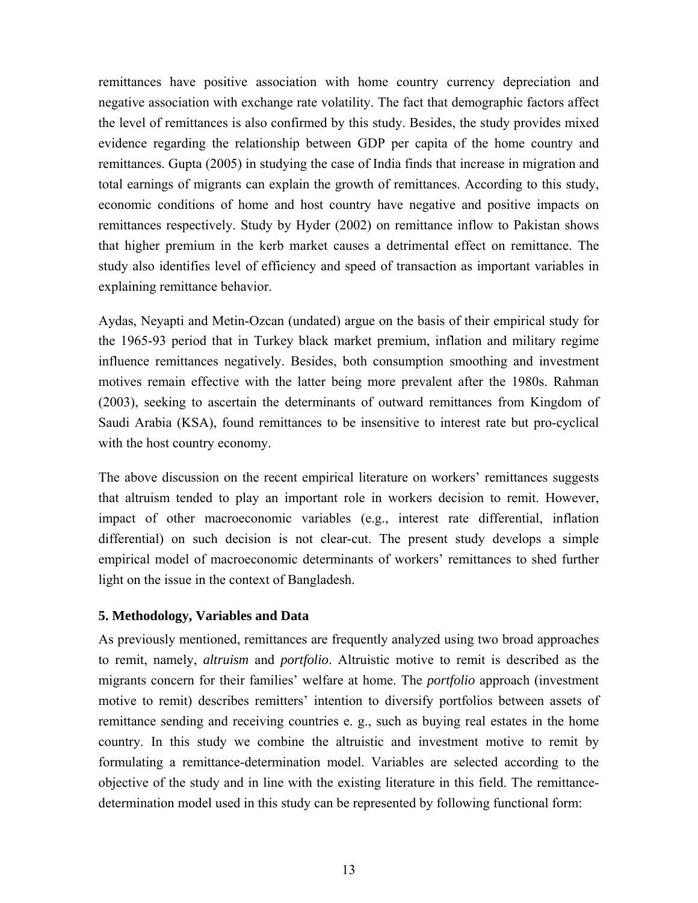remittances have positive association with home country currency depreciation and negative association with exchange rate volatility. The fact that demographic factors affect the level of remittances is also confirmed by this study. Besides, the study provides mixed evidence regarding the relationship between GDP per capita of the home country and remittances. Gupta (2005) in studying the case of India finds that increase in migration and total earnings of migrants can explain the growth of remittances. According to this study, economic conditions of home and host country have negative and positive impacts on remittances respectively. Study by Hyder (2002) on remittance inflow to Pakistan shows that higher premium in the kerb market causes a detrimental effect on remittance. The study also identifies level of efficiency and speed of transaction as important variables in explaining remittance behavior.

Aydas, Neyapti and Metin-Ozcan (undated) argue on the basis of their empirical study for the 1965-93 period that in Turkey black market premium, inflation and military regime influence remittances negatively. Besides, both consumption smoothing and investment motives remain effective with the latter being more prevalent after the 1980s. Rahman (2003), seeking to ascertain the determinants of outward remittances from Kingdom of Saudi Arabia (KSA), found remittances to be insensitive to interest rate but pro-cyclical with the host country economy.

The above discussion on the recent empirical literature on workers' remittances suggests that altruism tended to play an important role in workers decision to remit. However, impact of other macroeconomic variables (e.g., interest rate differential, inflation differential) on such decision is not clear-cut. The present study develops a simple empirical model of macroeconomic determinants of workers' remittances to shed further light on the issue in the context of Bangladesh.

## 5. Methodology, Variables and Data

As previously mentioned, remittances are frequently analyzed using two broad approaches to remit, namely, *altruism* and *portfolio*. Altruistic motive to remit is described as the migrants concern for their families' welfare at home. The *portfolio* approach (investment motive to remit) describes remitters' intention to diversify portfolios between assets of remittance sending and receiving countries e. g., such as buying real estates in the home country. In this study we combine the altruistic and investment motive to remit by formulating a remittance-determination model. Variables are selected according to the objective of the study and in line with the existing literature in this field. The remittance-determination model used in this study can be represented by following functional form: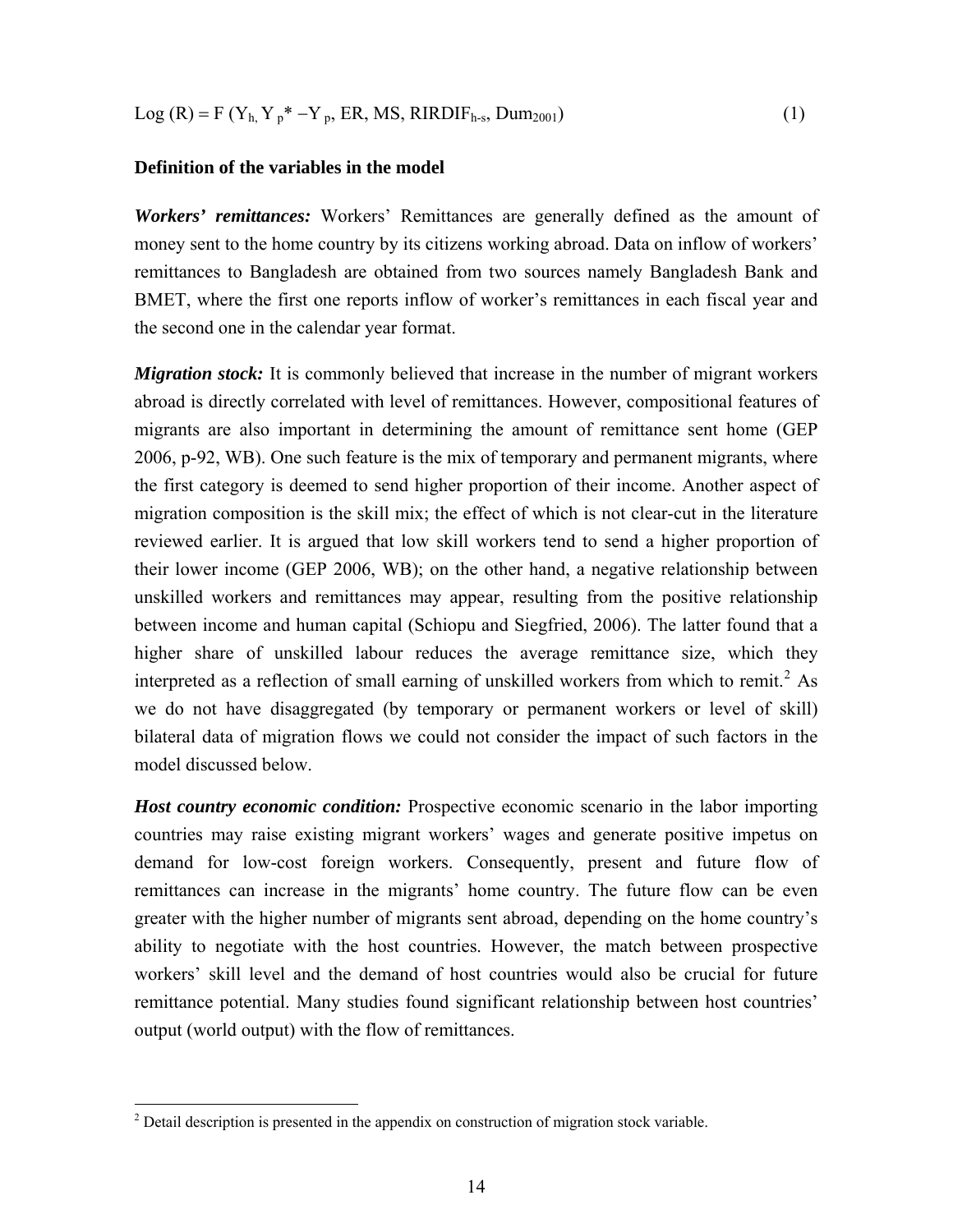$$\text{Log}(R) = F(Y_{h}, Y_{p}^{*} - Y_{p}, ER, MS, RIRDIF_{h-s}, Dum_{2001}) \quad (1)$$

**Definition of the variables in the model**

***Workers' remittances:*** Workers' Remittances are generally defined as the amount of money sent to the home country by its citizens working abroad. Data on inflow of workers' remittances to Bangladesh are obtained from two sources namely Bangladesh Bank and BMET, where the first one reports inflow of worker's remittances in each fiscal year and the second one in the calendar year format.

***Migration stock:*** It is commonly believed that increase in the number of migrant workers abroad is directly correlated with level of remittances. However, compositional features of migrants are also important in determining the amount of remittance sent home (GEP 2006, p-92, WB). One such feature is the mix of temporary and permanent migrants, where the first category is deemed to send higher proportion of their income. Another aspect of migration composition is the skill mix; the effect of which is not clear-cut in the literature reviewed earlier. It is argued that low skill workers tend to send a higher proportion of their lower income (GEP 2006, WB); on the other hand, a negative relationship between unskilled workers and remittances may appear, resulting from the positive relationship between income and human capital (Schiopu and Siegfried, 2006). The latter found that a higher share of unskilled labour reduces the average remittance size, which they interpreted as a reflection of small earning of unskilled workers from which to remit.[2] As we do not have disaggregated (by temporary or permanent workers or level of skill) bilateral data of migration flows we could not consider the impact of such factors in the model discussed below.

***Host country economic condition:*** Prospective economic scenario in the labor importing countries may raise existing migrant workers' wages and generate positive impetus on demand for low-cost foreign workers. Consequently, present and future flow of remittances can increase in the migrants' home country. The future flow can be even greater with the higher number of migrants sent abroad, depending on the home country's ability to negotiate with the host countries. However, the match between prospective workers' skill level and the demand of host countries would also be crucial for future remittance potential. Many studies found significant relationship between host countries' output (world output) with the flow of remittances.

---

[2] Detail description is presented in the appendix on construction of migration stock variable.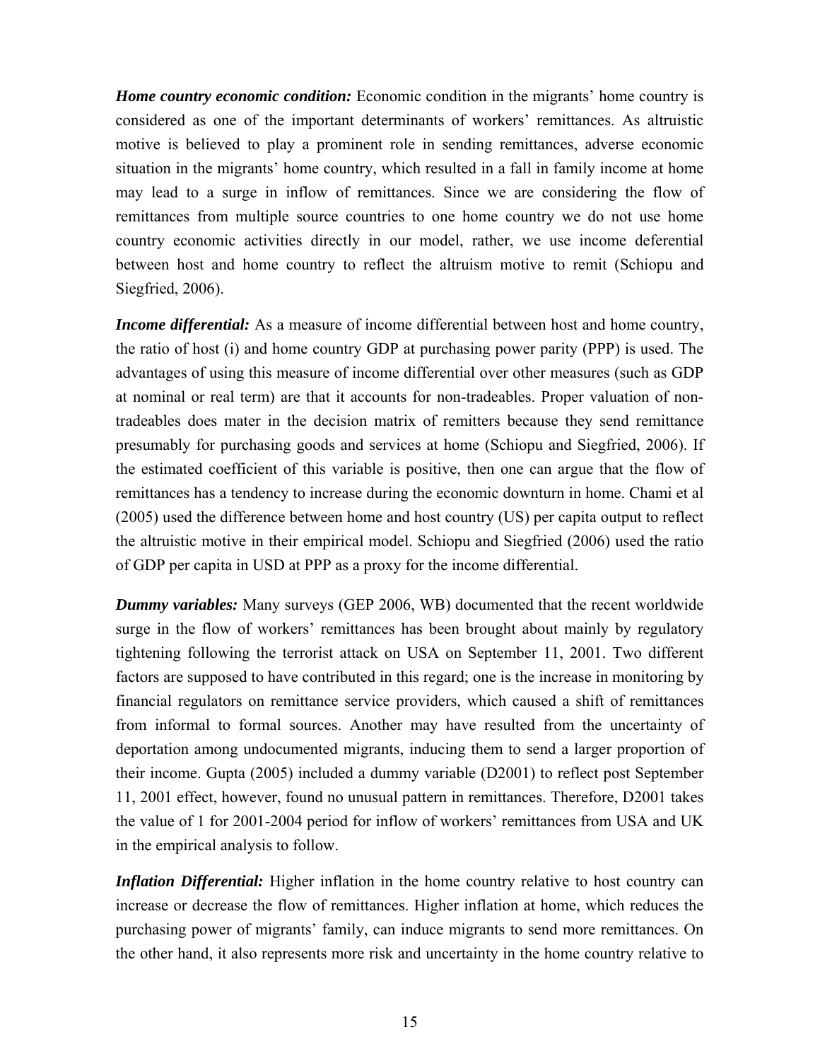***Home country economic condition:*** Economic condition in the migrants' home country is considered as one of the important determinants of workers' remittances. As altruistic motive is believed to play a prominent role in sending remittances, adverse economic situation in the migrants' home country, which resulted in a fall in family income at home may lead to a surge in inflow of remittances. Since we are considering the flow of remittances from multiple source countries to one home country we do not use home country economic activities directly in our model, rather, we use income deferential between host and home country to reflect the altruism motive to remit (Schiopu and Siegfried, 2006).

***Income differential:*** As a measure of income differential between host and home country, the ratio of host (i) and home country GDP at purchasing power parity (PPP) is used. The advantages of using this measure of income differential over other measures (such as GDP at nominal or real term) are that it accounts for non-tradeables. Proper valuation of non-tradeables does mater in the decision matrix of remitters because they send remittance presumably for purchasing goods and services at home (Schiopu and Siegfried, 2006). If the estimated coefficient of this variable is positive, then one can argue that the flow of remittances has a tendency to increase during the economic downturn in home. Chami et al (2005) used the difference between home and host country (US) per capita output to reflect the altruistic motive in their empirical model. Schiopu and Siegfried (2006) used the ratio of GDP per capita in USD at PPP as a proxy for the income differential.

***Dummy variables:*** Many surveys (GEP 2006, WB) documented that the recent worldwide surge in the flow of workers' remittances has been brought about mainly by regulatory tightening following the terrorist attack on USA on September 11, 2001. Two different factors are supposed to have contributed in this regard; one is the increase in monitoring by financial regulators on remittance service providers, which caused a shift of remittances from informal to formal sources. Another may have resulted from the uncertainty of deportation among undocumented migrants, inducing them to send a larger proportion of their income. Gupta (2005) included a dummy variable (D2001) to reflect post September 11, 2001 effect, however, found no unusual pattern in remittances. Therefore, D2001 takes the value of 1 for 2001-2004 period for inflow of workers' remittances from USA and UK in the empirical analysis to follow.

***Inflation Differential:*** Higher inflation in the home country relative to host country can increase or decrease the flow of remittances. Higher inflation at home, which reduces the purchasing power of migrants' family, can induce migrants to send more remittances. On the other hand, it also represents more risk and uncertainty in the home country relative to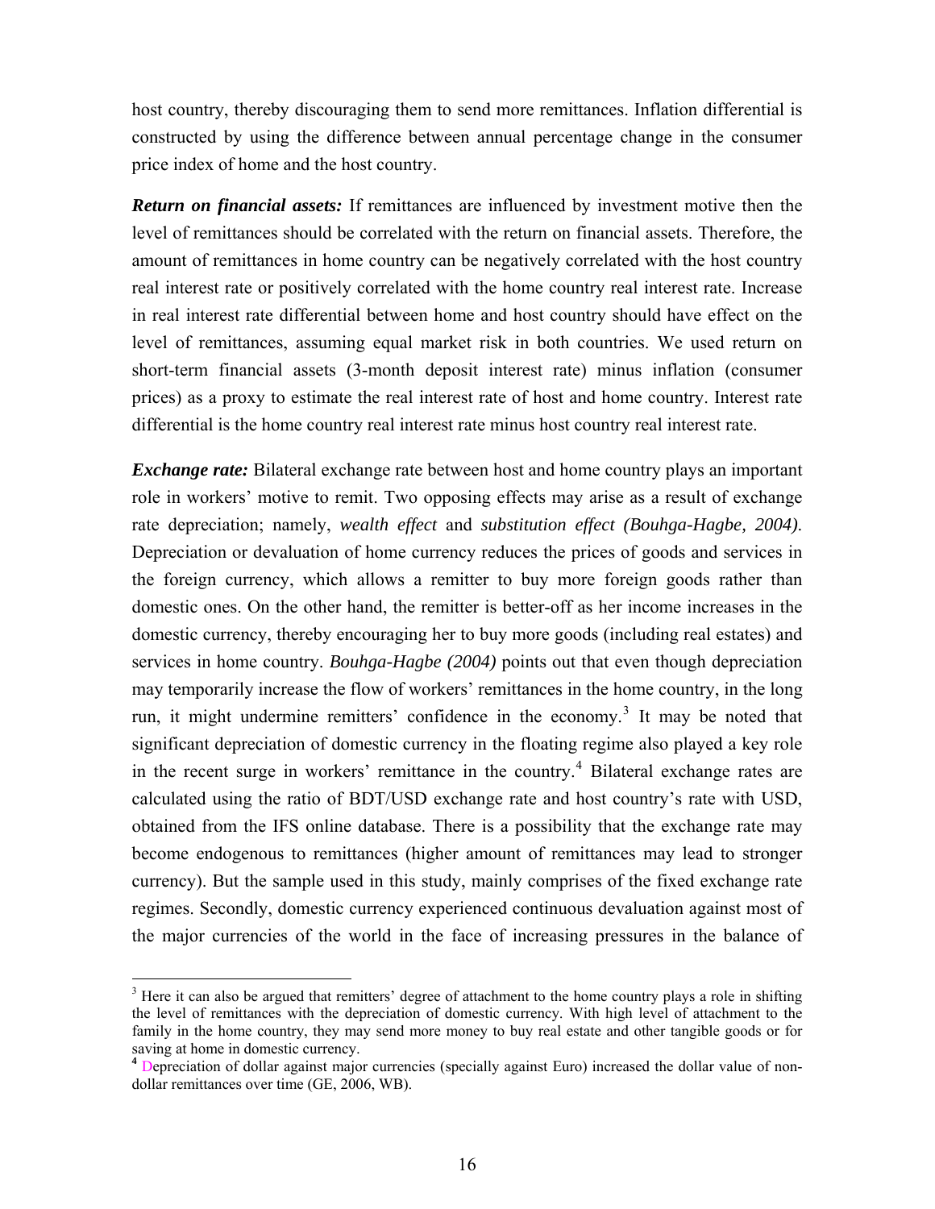host country, thereby discouraging them to send more remittances. Inflation differential is constructed by using the difference between annual percentage change in the consumer price index of home and the host country.

***Return on financial assets:*** If remittances are influenced by investment motive then the level of remittances should be correlated with the return on financial assets. Therefore, the amount of remittances in home country can be negatively correlated with the host country real interest rate or positively correlated with the home country real interest rate. Increase in real interest rate differential between home and host country should have effect on the level of remittances, assuming equal market risk in both countries. We used return on short-term financial assets (3-month deposit interest rate) minus inflation (consumer prices) as a proxy to estimate the real interest rate of host and home country. Interest rate differential is the home country real interest rate minus host country real interest rate.

***Exchange rate:*** Bilateral exchange rate between host and home country plays an important role in workers' motive to remit. Two opposing effects may arise as a result of exchange rate depreciation; namely, *wealth effect* and *substitution effect (Bouhga-Hagbe, 2004).* Depreciation or devaluation of home currency reduces the prices of goods and services in the foreign currency, which allows a remitter to buy more foreign goods rather than domestic ones. On the other hand, the remitter is better-off as her income increases in the domestic currency, thereby encouraging her to buy more goods (including real estates) and services in home country. *Bouhga-Hagbe (2004)* points out that even though depreciation may temporarily increase the flow of workers' remittances in the home country, in the long run, it might undermine remitters' confidence in the economy.[3] It may be noted that significant depreciation of domestic currency in the floating regime also played a key role in the recent surge in workers' remittance in the country.[4] Bilateral exchange rates are calculated using the ratio of BDT/USD exchange rate and host country's rate with USD, obtained from the IFS online database. There is a possibility that the exchange rate may become endogenous to remittances (higher amount of remittances may lead to stronger currency). But the sample used in this study, mainly comprises of the fixed exchange rate regimes. Secondly, domestic currency experienced continuous devaluation against most of the major currencies of the world in the face of increasing pressures in the balance of

---

[3] Here it can also be argued that remitters' degree of attachment to the home country plays a role in shifting the level of remittances with the depreciation of domestic currency. With high level of attachment to the family in the home country, they may send more money to buy real estate and other tangible goods or for saving at home in domestic currency.

[4] Depreciation of dollar against major currencies (specially against Euro) increased the dollar value of non-dollar remittances over time (GE, 2006, WB).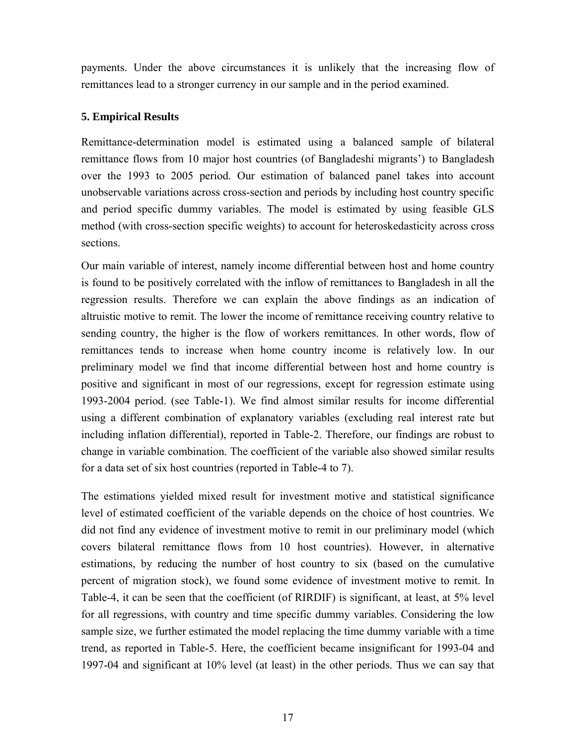payments. Under the above circumstances it is unlikely that the increasing flow of remittances lead to a stronger currency in our sample and in the period examined.

## 5. Empirical Results

Remittance-determination model is estimated using a balanced sample of bilateral remittance flows from 10 major host countries (of Bangladeshi migrants') to Bangladesh over the 1993 to 2005 period. Our estimation of balanced panel takes into account unobservable variations across cross-section and periods by including host country specific and period specific dummy variables. The model is estimated by using feasible GLS method (with cross-section specific weights) to account for heteroskedasticity across cross sections.

Our main variable of interest, namely income differential between host and home country is found to be positively correlated with the inflow of remittances to Bangladesh in all the regression results. Therefore we can explain the above findings as an indication of altruistic motive to remit. The lower the income of remittance receiving country relative to sending country, the higher is the flow of workers remittances. In other words, flow of remittances tends to increase when home country income is relatively low. In our preliminary model we find that income differential between host and home country is positive and significant in most of our regressions, except for regression estimate using 1993-2004 period. (see Table-1). We find almost similar results for income differential using a different combination of explanatory variables (excluding real interest rate but including inflation differential), reported in Table-2. Therefore, our findings are robust to change in variable combination. The coefficient of the variable also showed similar results for a data set of six host countries (reported in Table-4 to 7).

The estimations yielded mixed result for investment motive and statistical significance level of estimated coefficient of the variable depends on the choice of host countries. We did not find any evidence of investment motive to remit in our preliminary model (which covers bilateral remittance flows from 10 host countries). However, in alternative estimations, by reducing the number of host country to six (based on the cumulative percent of migration stock), we found some evidence of investment motive to remit. In Table-4, it can be seen that the coefficient (of RIRDIF) is significant, at least, at 5% level for all regressions, with country and time specific dummy variables. Considering the low sample size, we further estimated the model replacing the time dummy variable with a time trend, as reported in Table-5. Here, the coefficient became insignificant for 1993-04 and 1997-04 and significant at 10% level (at least) in the other periods. Thus we can say that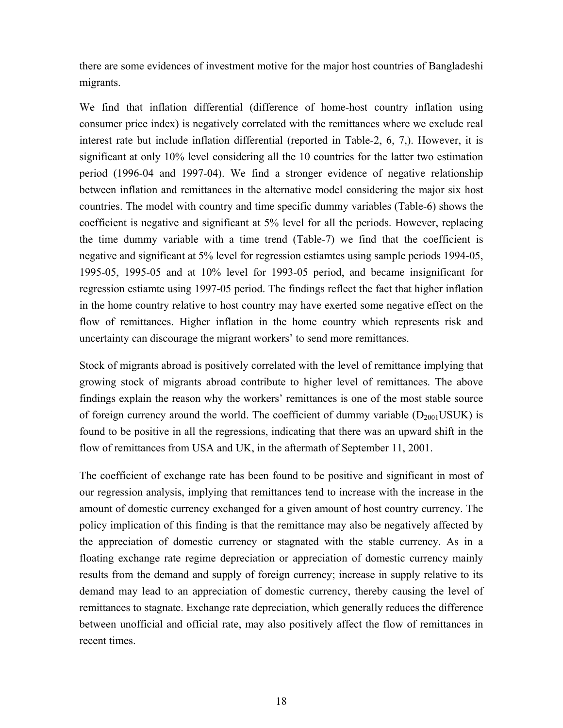there are some evidences of investment motive for the major host countries of Bangladeshi migrants.

We find that inflation differential (difference of home-host country inflation using consumer price index) is negatively correlated with the remittances where we exclude real interest rate but include inflation differential (reported in Table-2, 6, 7,). However, it is significant at only 10% level considering all the 10 countries for the latter two estimation period (1996-04 and 1997-04). We find a stronger evidence of negative relationship between inflation and remittances in the alternative model considering the major six host countries. The model with country and time specific dummy variables (Table-6) shows the coefficient is negative and significant at 5% level for all the periods. However, replacing the time dummy variable with a time trend (Table-7) we find that the coefficient is negative and significant at 5% level for regression estiamtes using sample periods 1994-05, 1995-05, 1995-05 and at 10% level for 1993-05 period, and became insignificant for regression estiamte using 1997-05 period. The findings reflect the fact that higher inflation in the home country relative to host country may have exerted some negative effect on the flow of remittances. Higher inflation in the home country which represents risk and uncertainty can discourage the migrant workers' to send more remittances.

Stock of migrants abroad is positively correlated with the level of remittance implying that growing stock of migrants abroad contribute to higher level of remittances. The above findings explain the reason why the workers' remittances is one of the most stable source of foreign currency around the world. The coefficient of dummy variable ($D_{2001}$USUK) is found to be positive in all the regressions, indicating that there was an upward shift in the flow of remittances from USA and UK, in the aftermath of September 11, 2001.

The coefficient of exchange rate has been found to be positive and significant in most of our regression analysis, implying that remittances tend to increase with the increase in the amount of domestic currency exchanged for a given amount of host country currency. The policy implication of this finding is that the remittance may also be negatively affected by the appreciation of domestic currency or stagnated with the stable currency. As in a floating exchange rate regime depreciation or appreciation of domestic currency mainly results from the demand and supply of foreign currency; increase in supply relative to its demand may lead to an appreciation of domestic currency, thereby causing the level of remittances to stagnate. Exchange rate depreciation, which generally reduces the difference between unofficial and official rate, may also positively affect the flow of remittances in recent times.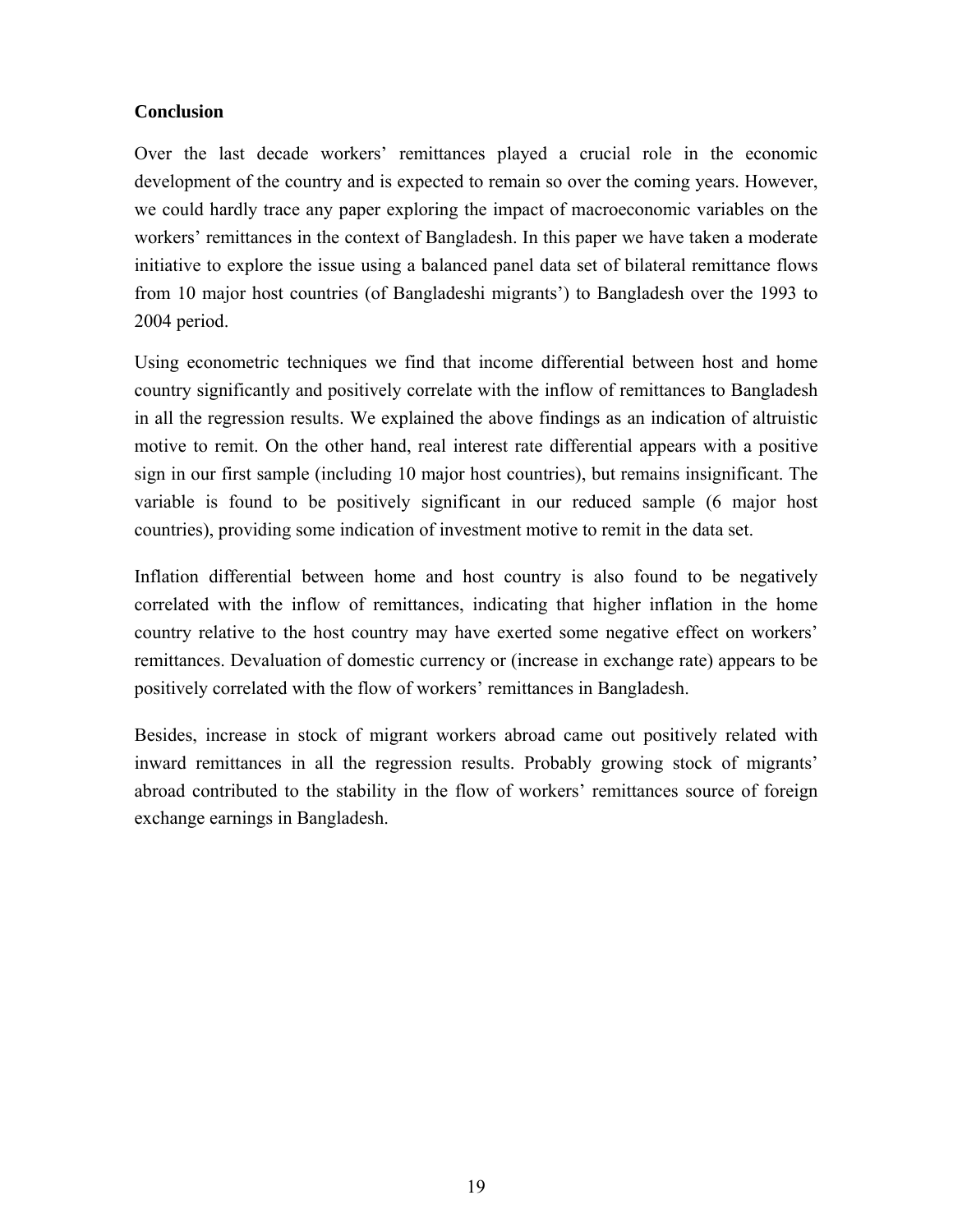## Conclusion

Over the last decade workers' remittances played a crucial role in the economic development of the country and is expected to remain so over the coming years. However, we could hardly trace any paper exploring the impact of macroeconomic variables on the workers' remittances in the context of Bangladesh. In this paper we have taken a moderate initiative to explore the issue using a balanced panel data set of bilateral remittance flows from 10 major host countries (of Bangladeshi migrants') to Bangladesh over the 1993 to 2004 period.

Using econometric techniques we find that income differential between host and home country significantly and positively correlate with the inflow of remittances to Bangladesh in all the regression results. We explained the above findings as an indication of altruistic motive to remit. On the other hand, real interest rate differential appears with a positive sign in our first sample (including 10 major host countries), but remains insignificant. The variable is found to be positively significant in our reduced sample (6 major host countries), providing some indication of investment motive to remit in the data set.

Inflation differential between home and host country is also found to be negatively correlated with the inflow of remittances, indicating that higher inflation in the home country relative to the host country may have exerted some negative effect on workers' remittances. Devaluation of domestic currency or (increase in exchange rate) appears to be positively correlated with the flow of workers' remittances in Bangladesh.

Besides, increase in stock of migrant workers abroad came out positively related with inward remittances in all the regression results. Probably growing stock of migrants' abroad contributed to the stability in the flow of workers' remittances source of foreign exchange earnings in Bangladesh.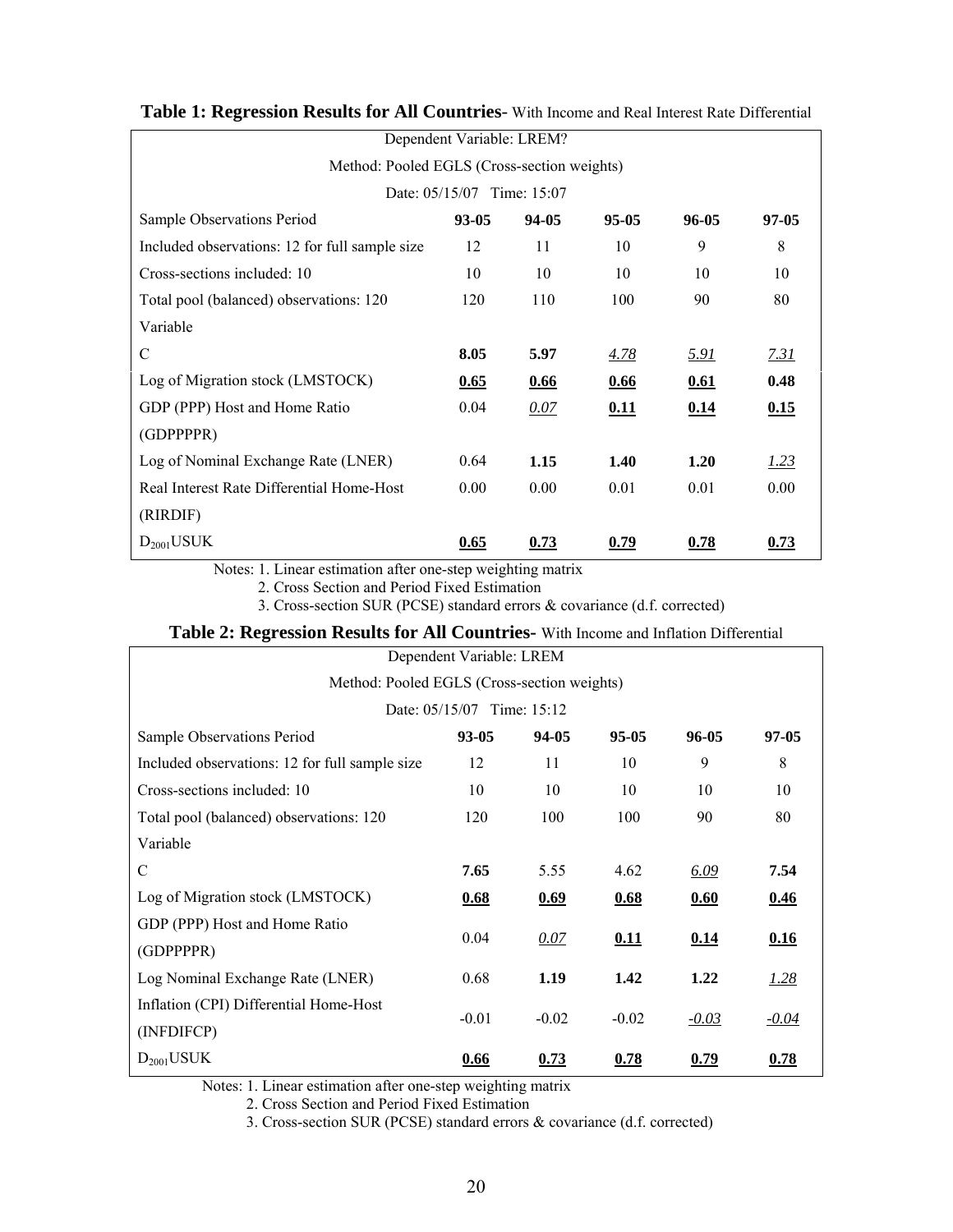**Table 1: Regression Results for All Countries**- With Income and Real Interest Rate Differential

| Dependent Variable: LREM? | | | | | |
|---|---|---|---|---|---|
| Method: Pooled EGLS (Cross-section weights) | | | | | |
| Date: 05/15/07 Time: 15:07 | | | | | |
| Sample Observations Period | **93-05** | **94-05** | **95-05** | **96-05** | **97-05** |
| Included observations: 12 for full sample size | 12 | 11 | 10 | 9 | 8 |
| Cross-sections included: 10 | 10 | 10 | 10 | 10 | 10 |
| Total pool (balanced) observations: 120 | 120 | 110 | 100 | 90 | 80 |
| Variable | | | | | |
| C | **8.05** | **5.97** | _4.78_ | _5.91_ | _7.31_ |
| Log of Migration stock (LMSTOCK) | **0.65** | **0.66** | **0.66** | **0.61** | **0.48** |
| GDP (PPP) Host and Home Ratio (GDPPPPR) | 0.04 | _0.07_ | **0.11** | **0.14** | **0.15** |
| Log of Nominal Exchange Rate (LNER) | 0.64 | **1.15** | **1.40** | **1.20** | _1.23_ |
| Real Interest Rate Differential Home-Host (RIRDIF) | 0.00 | 0.00 | 0.01 | 0.01 | 0.00 |
| $D_{2001}$USUK | **0.65** | **0.73** | **0.79** | **0.78** | **0.73** |

Notes: 1. Linear estimation after one-step weighting matrix
2. Cross Section and Period Fixed Estimation
3. Cross-section SUR (PCSE) standard errors & covariance (d.f. corrected)

**Table 2: Regression Results for All Countries**- With Income and Inflation Differential

| Dependent Variable: LREM | | | | | |
|---|---|---|---|---|---|
| Method: Pooled EGLS (Cross-section weights) | | | | | |
| Date: 05/15/07 Time: 15:12 | | | | | |
| Sample Observations Period | **93-05** | **94-05** | **95-05** | **96-05** | **97-05** |
| Included observations: 12 for full sample size | 12 | 11 | 10 | 9 | 8 |
| Cross-sections included: 10 | 10 | 10 | 10 | 10 | 10 |
| Total pool (balanced) observations: 120 | 120 | 100 | 100 | 90 | 80 |
| Variable | | | | | |
| C | **7.65** | 5.55 | 4.62 | _6.09_ | **7.54** |
| Log of Migration stock (LMSTOCK) | **0.68** | **0.69** | **0.68** | **0.60** | **0.46** |
| GDP (PPP) Host and Home Ratio (GDPPPPR) | 0.04 | _0.07_ | **0.11** | **0.14** | **0.16** |
| Log Nominal Exchange Rate (LNER) | 0.68 | **1.19** | **1.42** | **1.22** | _1.28_ |
| Inflation (CPI) Differential Home-Host (INFDIFCP) | -0.01 | -0.02 | -0.02 | _-0.03_ | _-0.04_ |
| $D_{2001}$USUK | **0.66** | **0.73** | **0.78** | **0.79** | **0.78** |

Notes: 1. Linear estimation after one-step weighting matrix
2. Cross Section and Period Fixed Estimation
3. Cross-section SUR (PCSE) standard errors & covariance (d.f. corrected)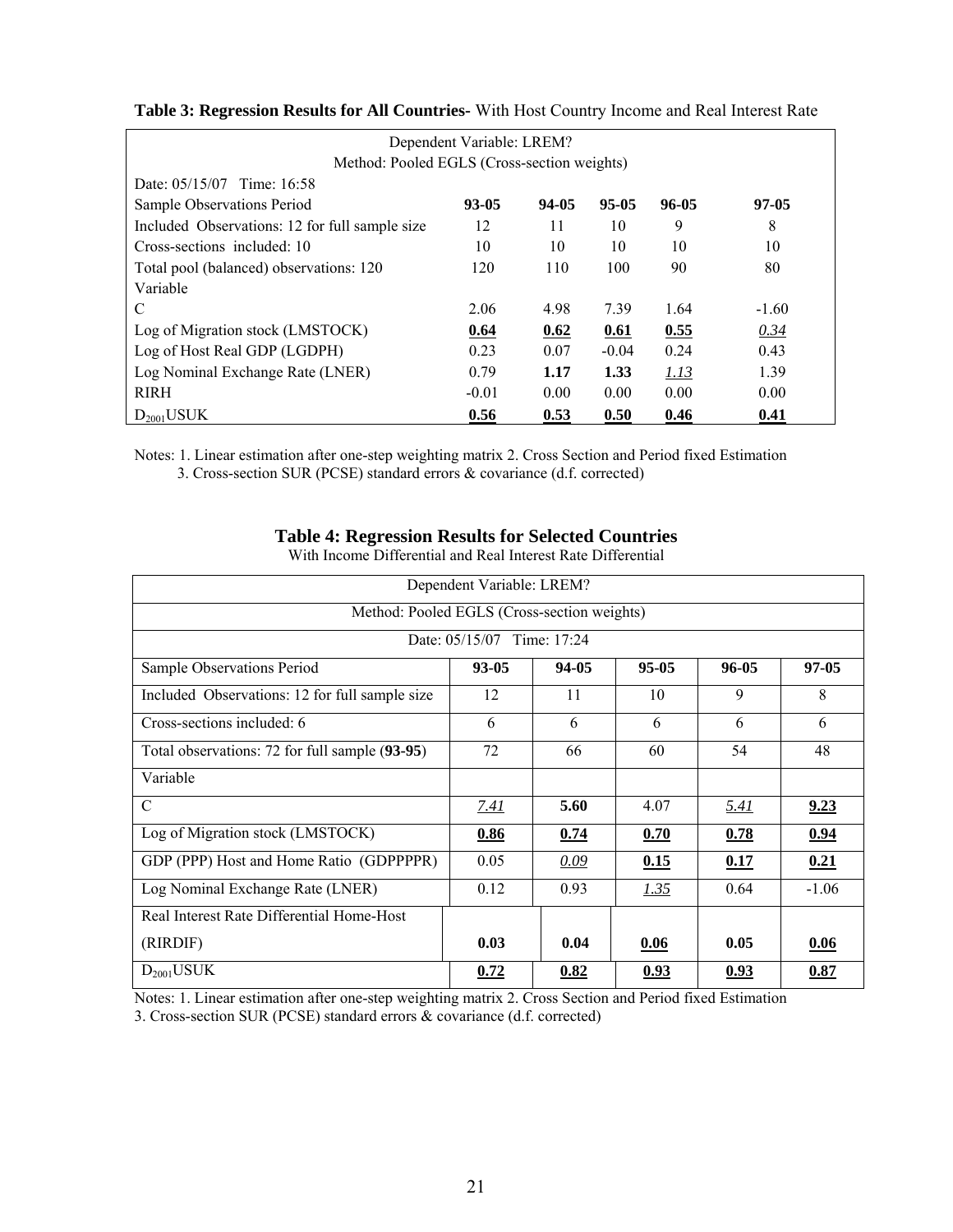**Table 3: Regression Results for All Countries**- With Host Country Income and Real Interest Rate

| Dependent Variable: LREM? | | | | | |
|---|---|---|---|---|---|
| Method: Pooled EGLS (Cross-section weights) | | | | | |
| Date: 05/15/07 Time: 16:58 | | | | | |
| Sample Observations Period | **93-05** | **94-05** | **95-05** | **96-05** | **97-05** |
| Included Observations: 12 for full sample size | 12 | 11 | 10 | 9 | 8 |
| Cross-sections included: 10 | 10 | 10 | 10 | 10 | 10 |
| Total pool (balanced) observations: 120 | 120 | 110 | 100 | 90 | 80 |
| Variable | | | | | |
| C | 2.06 | 4.98 | 7.39 | 1.64 | -1.60 |
| Log of Migration stock (LMSTOCK) | **0.64** | **0.62** | **0.61** | **0.55** | *0.34* |
| Log of Host Real GDP (LGDPH) | 0.23 | 0.07 | -0.04 | 0.24 | 0.43 |
| Log Nominal Exchange Rate (LNER) | 0.79 | **1.17** | **1.33** | *1.13* | 1.39 |
| RIRH | -0.01 | 0.00 | 0.00 | 0.00 | 0.00 |
| $D_{2001}$USUK | **0.56** | **0.53** | **0.50** | **0.46** | **0.41** |

Notes: 1. Linear estimation after one-step weighting matrix 2. Cross Section and Period fixed Estimation 3. Cross-section SUR (PCSE) standard errors & covariance (d.f. corrected)

**Table 4: Regression Results for Selected Countries**

With Income Differential and Real Interest Rate Differential

| Dependent Variable: LREM? | | | | | |
|---|---|---|---|---|---|
| Method: Pooled EGLS (Cross-section weights) | | | | | |
| Date: 05/15/07 Time: 17:24 | | | | | |
| Sample Observations Period | **93-05** | **94-05** | **95-05** | **96-05** | **97-05** |
| Included Observations: 12 for full sample size | 12 | 11 | 10 | 9 | 8 |
| Cross-sections included: 6 | 6 | 6 | 6 | 6 | 6 |
| Total observations: 72 for full sample (**93-95**) | 72 | 66 | 60 | 54 | 48 |
| Variable | | | | | |
| C | *7.41* | **5.60** | 4.07 | *5.41* | **9.23** |
| Log of Migration stock (LMSTOCK) | **0.86** | **0.74** | **0.70** | **0.78** | **0.94** |
| GDP (PPP) Host and Home Ratio (GDPPPPR) | 0.05 | *0.09* | **0.15** | **0.17** | **0.21** |
| Log Nominal Exchange Rate (LNER) | 0.12 | 0.93 | *1.35* | 0.64 | -1.06 |
| Real Interest Rate Differential Home-Host (RIRDIF) | **0.03** | **0.04** | **0.06** | **0.05** | **0.06** |
| $D_{2001}$USUK | **0.72** | **0.82** | **0.93** | **0.93** | **0.87** |

Notes: 1. Linear estimation after one-step weighting matrix 2. Cross Section and Period fixed Estimation 3. Cross-section SUR (PCSE) standard errors & covariance (d.f. corrected)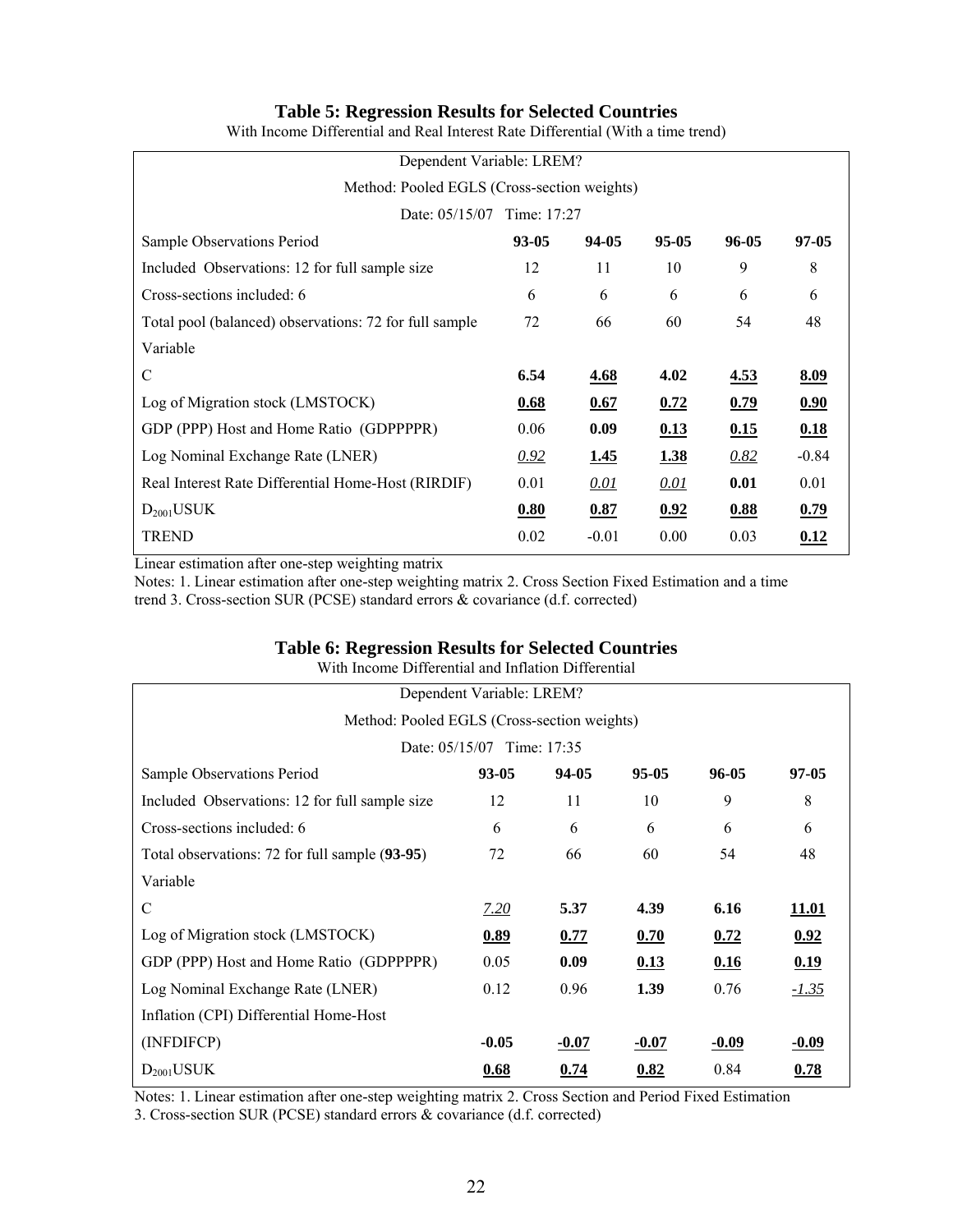### Table 5: Regression Results for Selected Countries

With Income Differential and Real Interest Rate Differential (With a time trend)

| Dependent Variable: LREM? | | | | | |
|---|---|---|---|---|---|
| Method: Pooled EGLS (Cross-section weights) | | | | | |
| Date: 05/15/07 Time: 17:27 | | | | | |
| Sample Observations Period | **93-05** | **94-05** | **95-05** | **96-05** | **97-05** |
| Included Observations: 12 for full sample size | 12 | 11 | 10 | 9 | 8 |
| Cross-sections included: 6 | 6 | 6 | 6 | 6 | 6 |
| Total pool (balanced) observations: 72 for full sample | 72 | 66 | 60 | 54 | 48 |
| Variable | | | | | |
| C | **6.54** | **<u>4.68</u>** | **4.02** | **<u>4.53</u>** | **<u>8.09</u>** |
| Log of Migration stock (LMSTOCK) | **<u>0.68</u>** | **<u>0.67</u>** | **<u>0.72</u>** | **<u>0.79</u>** | **<u>0.90</u>** |
| GDP (PPP) Host and Home Ratio (GDPPPPR) | 0.06 | **0.09** | **<u>0.13</u>** | **<u>0.15</u>** | **<u>0.18</u>** |
| Log Nominal Exchange Rate (LNER) | *<u>0.92</u>* | **<u>1.45</u>** | **<u>1.38</u>** | *<u>0.82</u>* | -0.84 |
| Real Interest Rate Differential Home-Host (RIRDIF) | 0.01 | *<u>0.01</u>* | *<u>0.01</u>* | **0.01** | 0.01 |
| $D_{2001}$USUK | **<u>0.80</u>** | **<u>0.87</u>** | **<u>0.92</u>** | **<u>0.88</u>** | **<u>0.79</u>** |
| TREND | 0.02 | -0.01 | 0.00 | 0.03 | **<u>0.12</u>** |

Linear estimation after one-step weighting matrix

Notes: 1. Linear estimation after one-step weighting matrix 2. Cross Section Fixed Estimation and a time trend 3. Cross-section SUR (PCSE) standard errors & covariance (d.f. corrected)

### Table 6: Regression Results for Selected Countries

With Income Differential and Inflation Differential

| Dependent Variable: LREM? | | | | | |
|---|---|---|---|---|---|
| Method: Pooled EGLS (Cross-section weights) | | | | | |
| Date: 05/15/07 Time: 17:35 | | | | | |
| Sample Observations Period | **93-05** | **94-05** | **95-05** | **96-05** | **97-05** |
| Included Observations: 12 for full sample size | 12 | 11 | 10 | 9 | 8 |
| Cross-sections included: 6 | 6 | 6 | 6 | 6 | 6 |
| Total observations: 72 for full sample (**93-95**) | 72 | 66 | 60 | 54 | 48 |
| Variable | | | | | |
| C | *<u>7.20</u>* | **5.37** | **4.39** | **6.16** | **<u>11.01</u>** |
| Log of Migration stock (LMSTOCK) | **<u>0.89</u>** | **<u>0.77</u>** | **<u>0.70</u>** | **<u>0.72</u>** | **<u>0.92</u>** |
| GDP (PPP) Host and Home Ratio (GDPPPPR) | 0.05 | **0.09** | **<u>0.13</u>** | **<u>0.16</u>** | **<u>0.19</u>** |
| Log Nominal Exchange Rate (LNER) | 0.12 | 0.96 | **1.39** | 0.76 | *<u>-1.35</u>* |
| Inflation (CPI) Differential Home-Host (INFDIFCP) | **-0.05** | **<u>-0.07</u>** | **<u>-0.07</u>** | **<u>-0.09</u>** | **<u>-0.09</u>** |
| $D_{2001}$USUK | **<u>0.68</u>** | **<u>0.74</u>** | **<u>0.82</u>** | 0.84 | **<u>0.78</u>** |

Notes: 1. Linear estimation after one-step weighting matrix 2. Cross Section and Period Fixed Estimation 3. Cross-section SUR (PCSE) standard errors & covariance (d.f. corrected)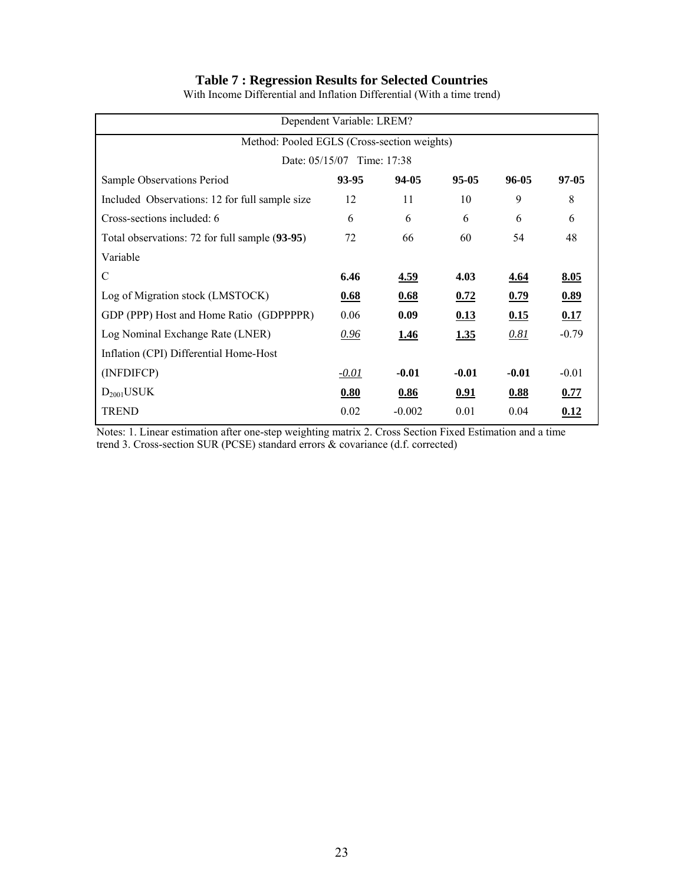# Table 7 : Regression Results for Selected Countries

With Income Differential and Inflation Differential (With a time trend)

| Dependent Variable: LREM? | | | | | |
|---|---|---|---|---|---|
| Method: Pooled EGLS (Cross-section weights) | | | | | |
| Date: 05/15/07 Time: 17:38 | | | | | |
| Sample Observations Period | **93-95** | **94-05** | **95-05** | **96-05** | **97-05** |
| Included Observations: 12 for full sample size | 12 | 11 | 10 | 9 | 8 |
| Cross-sections included: 6 | 6 | 6 | 6 | 6 | 6 |
| Total observations: 72 for full sample (**93-95**) | 72 | 66 | 60 | 54 | 48 |
| Variable | | | | | |
| C | **6.46** | **4.59** | **4.03** | **4.64** | **8.05** |
| Log of Migration stock (LMSTOCK) | **0.68** | **0.68** | **0.72** | **0.79** | **0.89** |
| GDP (PPP) Host and Home Ratio (GDPPPPR) | 0.06 | **0.09** | **0.13** | **0.15** | **0.17** |
| Log Nominal Exchange Rate (LNER) | *0.96* | **1.46** | **1.35** | *0.81* | -0.79 |
| Inflation (CPI) Differential Home-Host | | | | | |
| (INFDIFCP) | *-0.01* | **-0.01** | **-0.01** | **-0.01** | -0.01 |
| $D_{2001}$USUK | **0.80** | **0.86** | **0.91** | **0.88** | **0.77** |
| TREND | 0.02 | -0.002 | 0.01 | 0.04 | **0.12** |

Notes: 1. Linear estimation after one-step weighting matrix 2. Cross Section Fixed Estimation and a time trend 3. Cross-section SUR (PCSE) standard errors & covariance (d.f. corrected)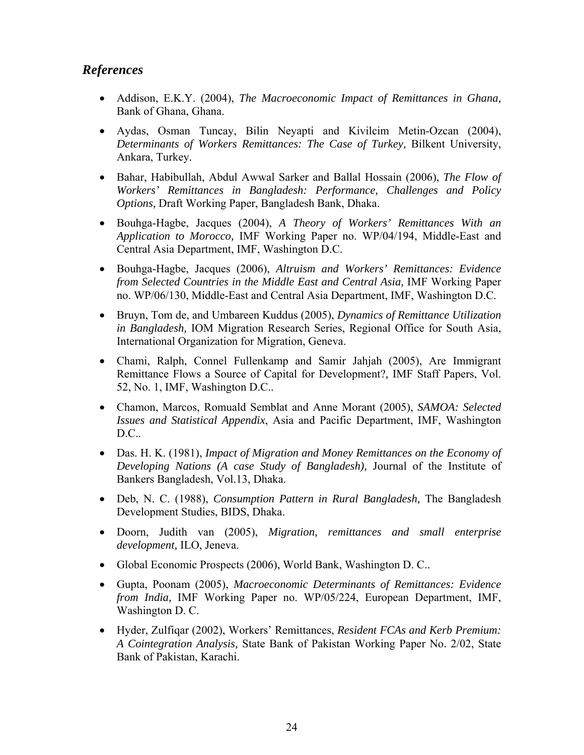## *References*

- Addison, E.K.Y. (2004), *The Macroeconomic Impact of Remittances in Ghana,* Bank of Ghana, Ghana.
- Aydas, Osman Tuncay, Bilin Neyapti and Kivilcim Metin-Ozcan (2004), *Determinants of Workers Remittances: The Case of Turkey,* Bilkent University, Ankara, Turkey.
- Bahar, Habibullah, Abdul Awwal Sarker and Ballal Hossain (2006), *The Flow of Workers' Remittances in Bangladesh: Performance, Challenges and Policy Options,* Draft Working Paper, Bangladesh Bank, Dhaka.
- Bouhga-Hagbe, Jacques (2004), *A Theory of Workers' Remittances With an Application to Morocco,* IMF Working Paper no. WP/04/194, Middle-East and Central Asia Department, IMF, Washington D.C.
- Bouhga-Hagbe, Jacques (2006), *Altruism and Workers' Remittances: Evidence from Selected Countries in the Middle East and Central Asia,* IMF Working Paper no. WP/06/130, Middle-East and Central Asia Department, IMF, Washington D.C.
- Bruyn, Tom de, and Umbareen Kuddus (2005), *Dynamics of Remittance Utilization in Bangladesh,* IOM Migration Research Series, Regional Office for South Asia, International Organization for Migration, Geneva.
- Chami, Ralph, Connel Fullenkamp and Samir Jahjah (2005), Are Immigrant Remittance Flows a Source of Capital for Development?*,* IMF Staff Papers, Vol. 52, No. 1, IMF, Washington D.C..
- Chamon, Marcos, Romuald Semblat and Anne Morant (2005), *SAMOA: Selected Issues and Statistical Appendix*, Asia and Pacific Department, IMF, Washington D.C..
- Das. H. K. (1981), *Impact of Migration and Money Remittances on the Economy of Developing Nations (A case Study of Bangladesh),* Journal of the Institute of Bankers Bangladesh, Vol.13, Dhaka.
- Deb, N. C. (1988), *Consumption Pattern in Rural Bangladesh,* The Bangladesh Development Studies, BIDS, Dhaka.
- Doorn, Judith van (2005), *Migration, remittances and small enterprise development,* ILO, Jeneva.
- Global Economic Prospects (2006), World Bank, Washington D. C..
- Gupta, Poonam (2005), *Macroeconomic Determinants of Remittances: Evidence from India,* IMF Working Paper no. WP/05/224, European Department, IMF, Washington D. C.
- Hyder, Zulfiqar (2002), Workers' Remittances, *Resident FCAs and Kerb Premium: A Cointegration Analysis,* State Bank of Pakistan Working Paper No. 2/02, State Bank of Pakistan, Karachi.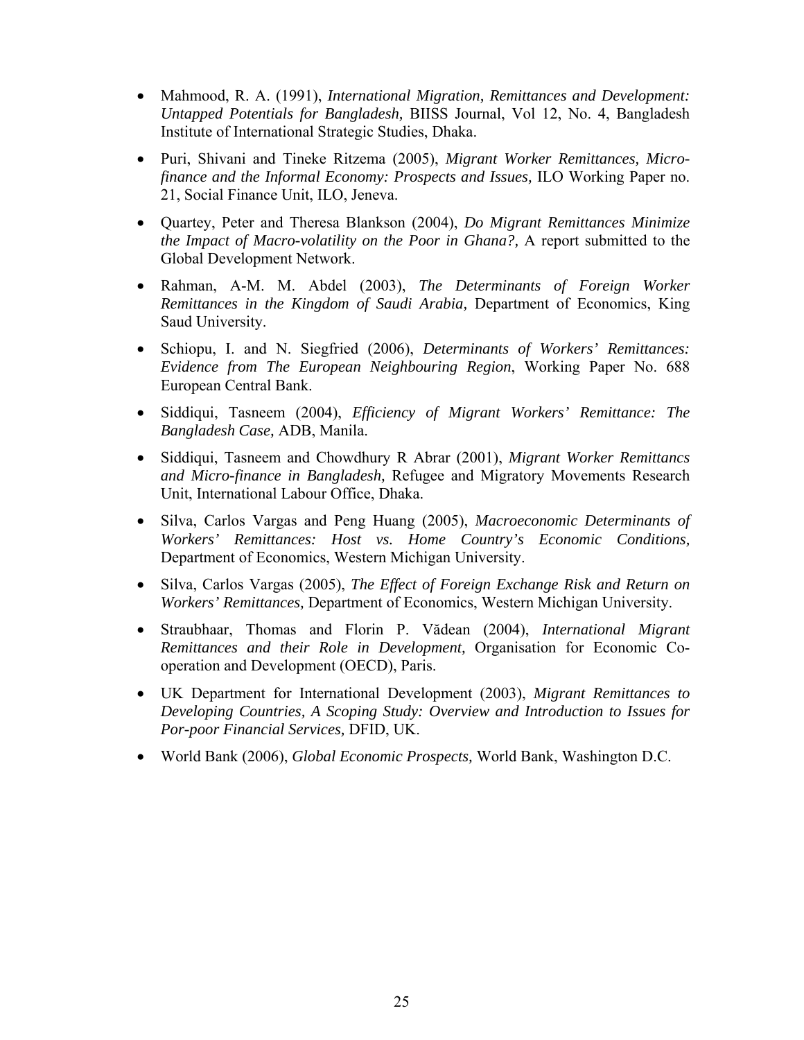- Mahmood, R. A. (1991), *International Migration, Remittances and Development: Untapped Potentials for Bangladesh,* BIISS Journal, Vol 12, No. 4, Bangladesh Institute of International Strategic Studies, Dhaka.

- Puri, Shivani and Tineke Ritzema (2005), *Migrant Worker Remittances, Micro-finance and the Informal Economy: Prospects and Issues,* ILO Working Paper no. 21, Social Finance Unit, ILO, Jeneva.

- Quartey, Peter and Theresa Blankson (2004), *Do Migrant Remittances Minimize the Impact of Macro-volatility on the Poor in Ghana?,* A report submitted to the Global Development Network.

- Rahman, A-M. M. Abdel (2003), *The Determinants of Foreign Worker Remittances in the Kingdom of Saudi Arabia,* Department of Economics, King Saud University.

- Schiopu, I. and N. Siegfried (2006), *Determinants of Workers' Remittances: Evidence from The European Neighbouring Region*, Working Paper No. 688 European Central Bank.

- Siddiqui, Tasneem (2004), *Efficiency of Migrant Workers' Remittance: The Bangladesh Case,* ADB, Manila.

- Siddiqui, Tasneem and Chowdhury R Abrar (2001), *Migrant Worker Remittancs and Micro-finance in Bangladesh,* Refugee and Migratory Movements Research Unit, International Labour Office, Dhaka.

- Silva, Carlos Vargas and Peng Huang (2005), *Macroeconomic Determinants of Workers' Remittances: Host vs. Home Country's Economic Conditions,* Department of Economics, Western Michigan University.

- Silva, Carlos Vargas (2005), *The Effect of Foreign Exchange Risk and Return on Workers' Remittances,* Department of Economics, Western Michigan University.

- Straubhaar, Thomas and Florin P. Vădean (2004), *International Migrant Remittances and their Role in Development,* Organisation for Economic Co-operation and Development (OECD), Paris.

- UK Department for International Development (2003), *Migrant Remittances to Developing Countries, A Scoping Study: Overview and Introduction to Issues for Por-poor Financial Services,* DFID, UK.

- World Bank (2006), *Global Economic Prospects,* World Bank, Washington D.C.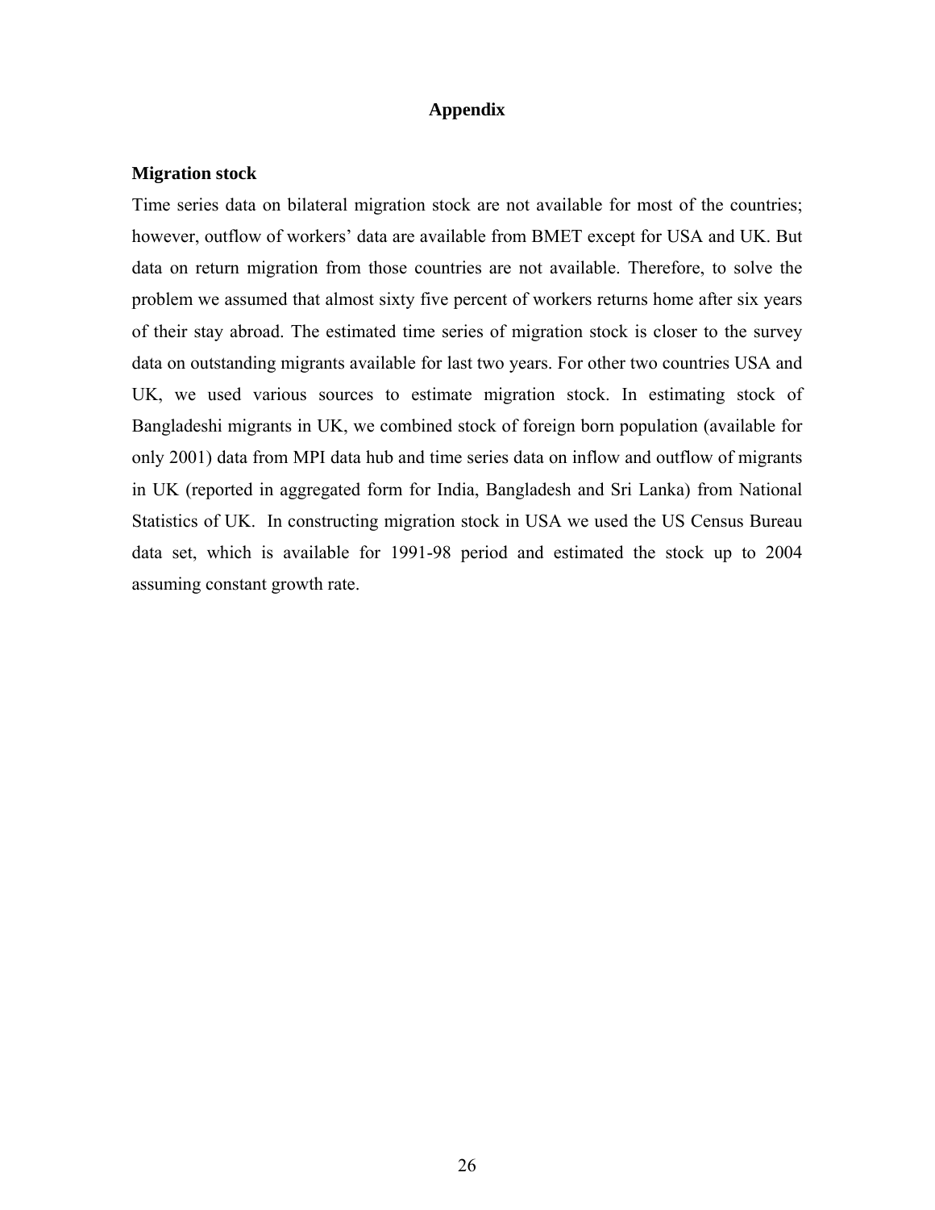# Appendix

## Migration stock

Time series data on bilateral migration stock are not available for most of the countries; however, outflow of workers' data are available from BMET except for USA and UK. But data on return migration from those countries are not available. Therefore, to solve the problem we assumed that almost sixty five percent of workers returns home after six years of their stay abroad. The estimated time series of migration stock is closer to the survey data on outstanding migrants available for last two years. For other two countries USA and UK, we used various sources to estimate migration stock. In estimating stock of Bangladeshi migrants in UK, we combined stock of foreign born population (available for only 2001) data from MPI data hub and time series data on inflow and outflow of migrants in UK (reported in aggregated form for India, Bangladesh and Sri Lanka) from National Statistics of UK. In constructing migration stock in USA we used the US Census Bureau data set, which is available for 1991-98 period and estimated the stock up to 2004 assuming constant growth rate.